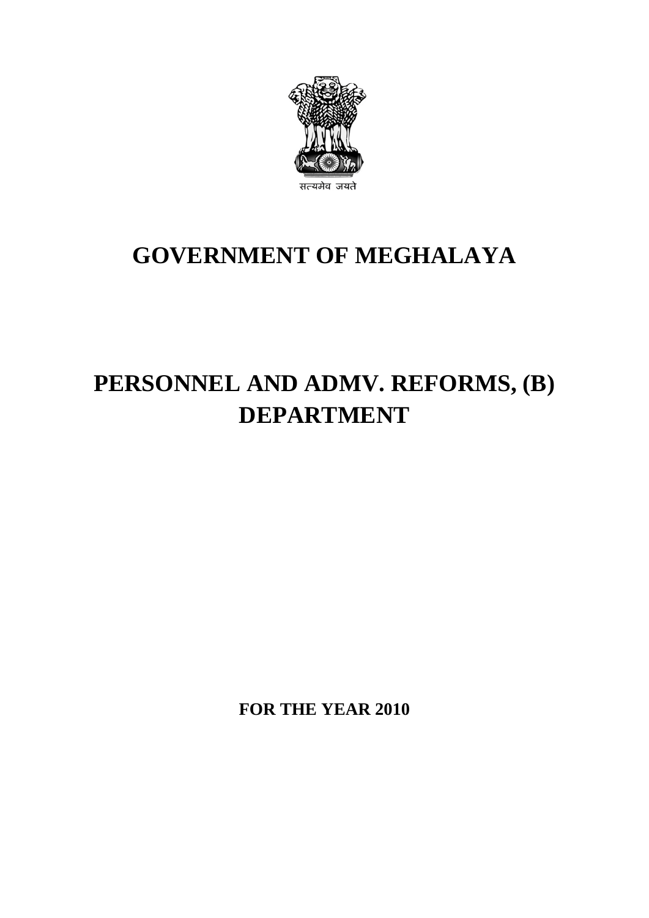सत्यमेव जयते

# GOVERNMENT OF MEGHALAYA

# PERSONNEL AND ADMV. REFORMS, (B) DEPARTMENT

**FOR THE YEAR 2010**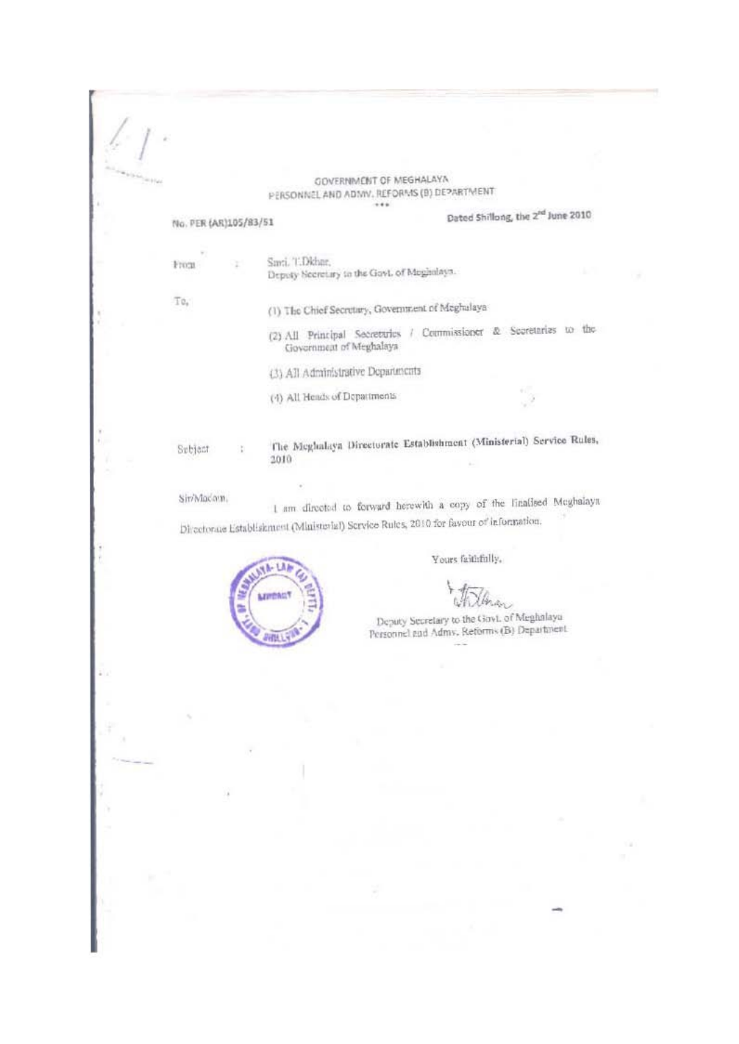GOVERNMENT OF MEGHALAYA
PERSONNEL AND ADMN. REFORMS (B) DEPARTMENT

\*\*\*

No. PER (AR)105/83/51

Dated Shillong, the 2nd June 2010

From : Smti. T.Dkhar,
Deputy Secretary to the Govt. of Meghalaya.

To,

(1) The Chief Secretary, Government of Meghalaya

(2) All Principal Secretaries / Commissioner & Secretaries to the Government of Meghalaya

(3) All Administrative Departments

(4) All Heads of Departments

Subject : The Meghalaya Directorate Establishment (Ministerial) Service Rules, 2010

Sir/Madam,

I am directed to forward herewith a copy of the finalised Meghalaya Directorate Establishment (Ministerial) Service Rules, 2010 for favour of information.

Yours faithfully,

Deputy Secretary to the Govt. of Meghalaya
Personnel and Admn. Reforms (B) Department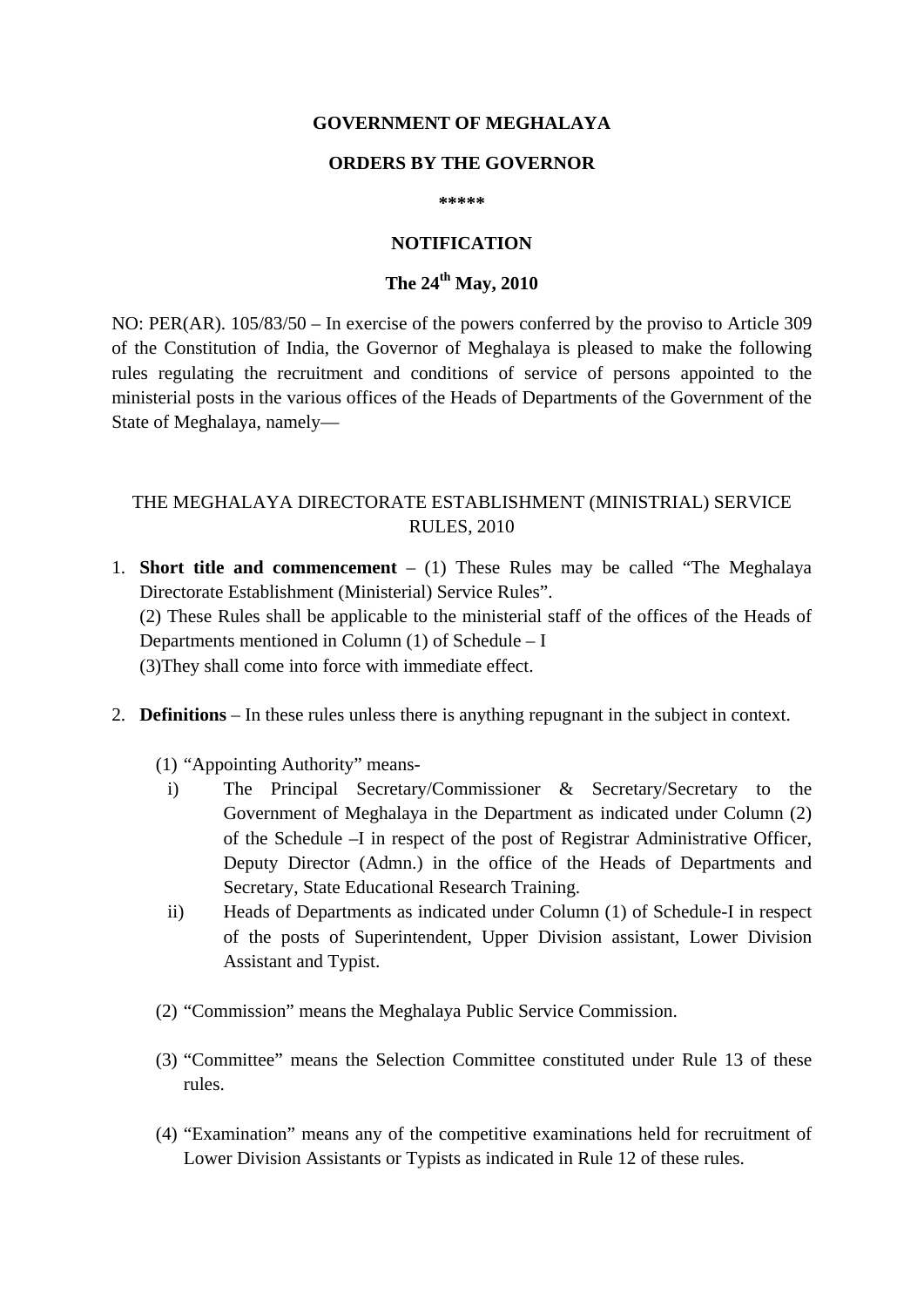**GOVERNMENT OF MEGHALAYA**

**ORDERS BY THE GOVERNOR**

**\*\*\*\*\***

**NOTIFICATION**

**The 24th May, 2010**

NO: PER(AR). 105/83/50 – In exercise of the powers conferred by the proviso to Article 309 of the Constitution of India, the Governor of Meghalaya is pleased to make the following rules regulating the recruitment and conditions of service of persons appointed to the ministerial posts in the various offices of the Heads of Departments of the Government of the State of Meghalaya, namely—

THE MEGHALAYA DIRECTORATE ESTABLISHMENT (MINISTRIAL) SERVICE RULES, 2010

1. **Short title and commencement** – (1) These Rules may be called "The Meghalaya Directorate Establishment (Ministerial) Service Rules".
   (2) These Rules shall be applicable to the ministerial staff of the offices of the Heads of Departments mentioned in Column (1) of Schedule – I
   (3)They shall come into force with immediate effect.

2. **Definitions** – In these rules unless there is anything repugnant in the subject in context.

   (1) "Appointing Authority" means-
      i) The Principal Secretary/Commissioner & Secretary/Secretary to the Government of Meghalaya in the Department as indicated under Column (2) of the Schedule –I in respect of the post of Registrar Administrative Officer, Deputy Director (Admn.) in the office of the Heads of Departments and Secretary, State Educational Research Training.
      ii) Heads of Departments as indicated under Column (1) of Schedule-I in respect of the posts of Superintendent, Upper Division assistant, Lower Division Assistant and Typist.

   (2) "Commission" means the Meghalaya Public Service Commission.

   (3) "Committee" means the Selection Committee constituted under Rule 13 of these rules.

   (4) "Examination" means any of the competitive examinations held for recruitment of Lower Division Assistants or Typists as indicated in Rule 12 of these rules.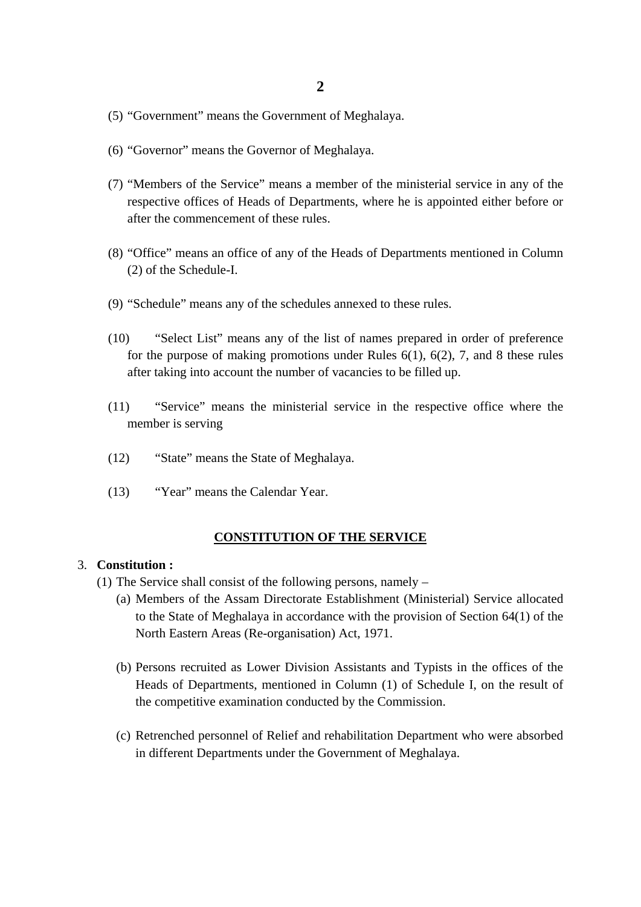(5) "Government" means the Government of Meghalaya.

(6) "Governor" means the Governor of Meghalaya.

(7) "Members of the Service" means a member of the ministerial service in any of the respective offices of Heads of Departments, where he is appointed either before or after the commencement of these rules.

(8) "Office" means an office of any of the Heads of Departments mentioned in Column (2) of the Schedule-I.

(9) "Schedule" means any of the schedules annexed to these rules.

(10) "Select List" means any of the list of names prepared in order of preference for the purpose of making promotions under Rules 6(1), 6(2), 7, and 8 these rules after taking into account the number of vacancies to be filled up.

(11) "Service" means the ministerial service in the respective office where the member is serving

(12) "State" means the State of Meghalaya.

(13) "Year" means the Calendar Year.

## CONSTITUTION OF THE SERVICE

3. **Constitution :**

(1) The Service shall consist of the following persons, namely –

(a) Members of the Assam Directorate Establishment (Ministerial) Service allocated to the State of Meghalaya in accordance with the provision of Section 64(1) of the North Eastern Areas (Re-organisation) Act, 1971.

(b) Persons recruited as Lower Division Assistants and Typists in the offices of the Heads of Departments, mentioned in Column (1) of Schedule I, on the result of the competitive examination conducted by the Commission.

(c) Retrenched personnel of Relief and rehabilitation Department who were absorbed in different Departments under the Government of Meghalaya.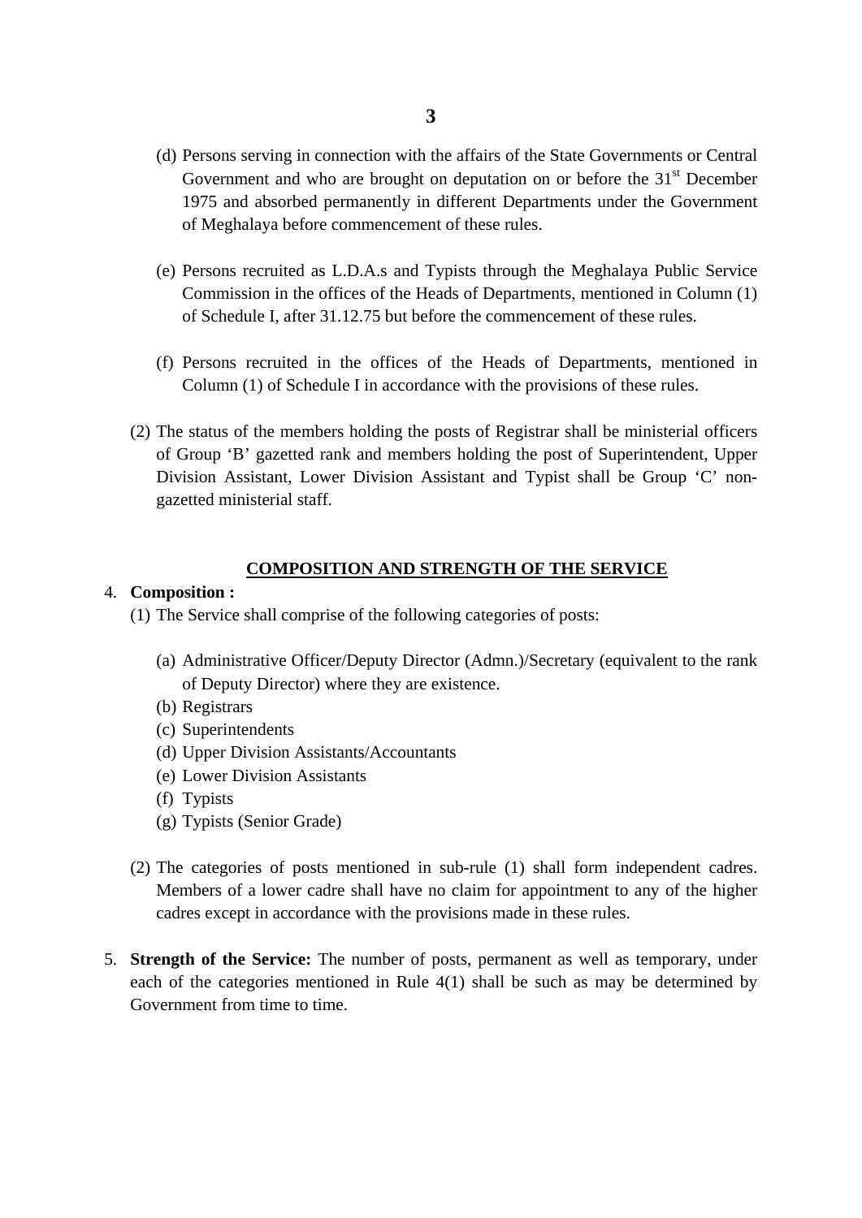(d) Persons serving in connection with the affairs of the State Governments or Central Government and who are brought on deputation on or before the 31st December 1975 and absorbed permanently in different Departments under the Government of Meghalaya before commencement of these rules.

(e) Persons recruited as L.D.A.s and Typists through the Meghalaya Public Service Commission in the offices of the Heads of Departments, mentioned in Column (1) of Schedule I, after 31.12.75 but before the commencement of these rules.

(f) Persons recruited in the offices of the Heads of Departments, mentioned in Column (1) of Schedule I in accordance with the provisions of these rules.

(2) The status of the members holding the posts of Registrar shall be ministerial officers of Group 'B' gazetted rank and members holding the post of Superintendent, Upper Division Assistant, Lower Division Assistant and Typist shall be Group 'C' non-gazetted ministerial staff.

## COMPOSITION AND STRENGTH OF THE SERVICE

4. **Composition :**

(1) The Service shall comprise of the following categories of posts:

(a) Administrative Officer/Deputy Director (Admn.)/Secretary (equivalent to the rank of Deputy Director) where they are existence.
(b) Registrars
(c) Superintendents
(d) Upper Division Assistants/Accountants
(e) Lower Division Assistants
(f) Typists
(g) Typists (Senior Grade)

(2) The categories of posts mentioned in sub-rule (1) shall form independent cadres. Members of a lower cadre shall have no claim for appointment to any of the higher cadres except in accordance with the provisions made in these rules.

5. **Strength of the Service:** The number of posts, permanent as well as temporary, under each of the categories mentioned in Rule 4(1) shall be such as may be determined by Government from time to time.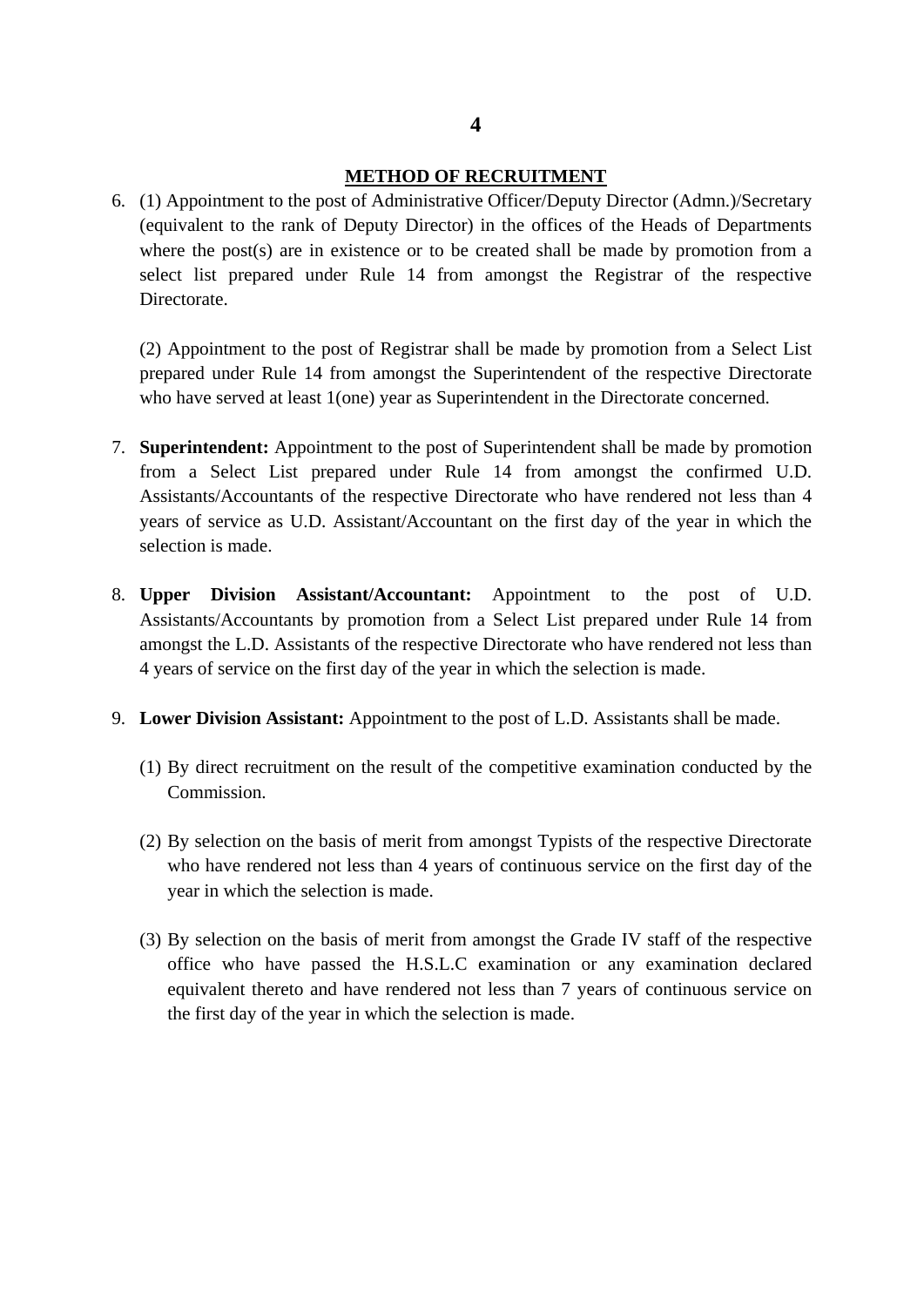## METHOD OF RECRUITMENT

6. (1) Appointment to the post of Administrative Officer/Deputy Director (Admn.)/Secretary (equivalent to the rank of Deputy Director) in the offices of the Heads of Departments where the post(s) are in existence or to be created shall be made by promotion from a select list prepared under Rule 14 from amongst the Registrar of the respective Directorate.

   (2) Appointment to the post of Registrar shall be made by promotion from a Select List prepared under Rule 14 from amongst the Superintendent of the respective Directorate who have served at least 1(one) year as Superintendent in the Directorate concerned.

7. **Superintendent:** Appointment to the post of Superintendent shall be made by promotion from a Select List prepared under Rule 14 from amongst the confirmed U.D. Assistants/Accountants of the respective Directorate who have rendered not less than 4 years of service as U.D. Assistant/Accountant on the first day of the year in which the selection is made.

8. **Upper Division Assistant/Accountant:** Appointment to the post of U.D. Assistants/Accountants by promotion from a Select List prepared under Rule 14 from amongst the L.D. Assistants of the respective Directorate who have rendered not less than 4 years of service on the first day of the year in which the selection is made.

9. **Lower Division Assistant:** Appointment to the post of L.D. Assistants shall be made.

   (1) By direct recruitment on the result of the competitive examination conducted by the Commission.

   (2) By selection on the basis of merit from amongst Typists of the respective Directorate who have rendered not less than 4 years of continuous service on the first day of the year in which the selection is made.

   (3) By selection on the basis of merit from amongst the Grade IV staff of the respective office who have passed the H.S.L.C examination or any examination declared equivalent thereto and have rendered not less than 7 years of continuous service on the first day of the year in which the selection is made.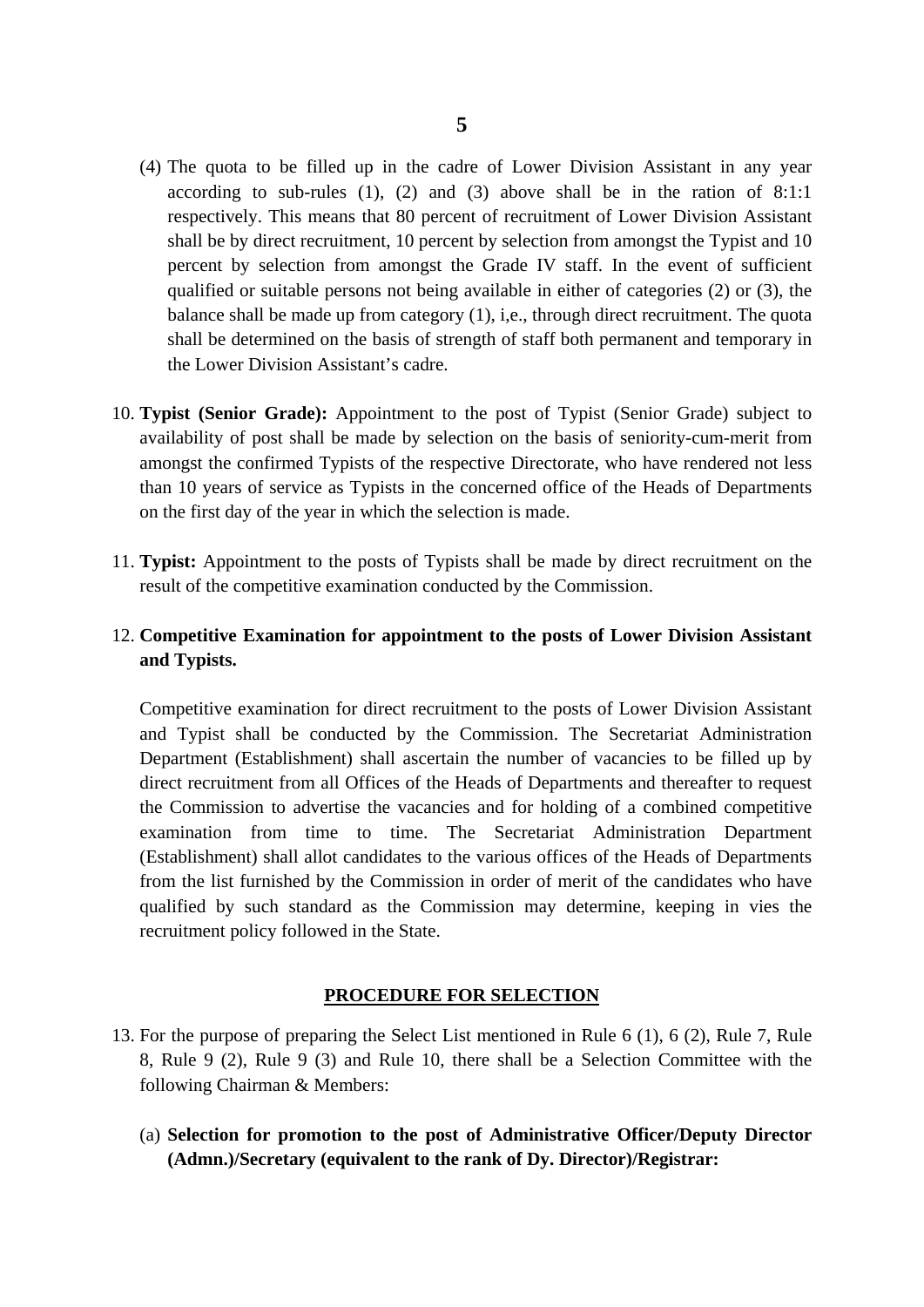(4) The quota to be filled up in the cadre of Lower Division Assistant in any year according to sub-rules (1), (2) and (3) above shall be in the ration of 8:1:1 respectively. This means that 80 percent of recruitment of Lower Division Assistant shall be by direct recruitment, 10 percent by selection from amongst the Typist and 10 percent by selection from amongst the Grade IV staff. In the event of sufficient qualified or suitable persons not being available in either of categories (2) or (3), the balance shall be made up from category (1), i,e., through direct recruitment. The quota shall be determined on the basis of strength of staff both permanent and temporary in the Lower Division Assistant's cadre.

10. **Typist (Senior Grade):** Appointment to the post of Typist (Senior Grade) subject to availability of post shall be made by selection on the basis of seniority-cum-merit from amongst the confirmed Typists of the respective Directorate, who have rendered not less than 10 years of service as Typists in the concerned office of the Heads of Departments on the first day of the year in which the selection is made.

11. **Typist:** Appointment to the posts of Typists shall be made by direct recruitment on the result of the competitive examination conducted by the Commission.

12. **Competitive Examination for appointment to the posts of Lower Division Assistant and Typists.**

Competitive examination for direct recruitment to the posts of Lower Division Assistant and Typist shall be conducted by the Commission. The Secretariat Administration Department (Establishment) shall ascertain the number of vacancies to be filled up by direct recruitment from all Offices of the Heads of Departments and thereafter to request the Commission to advertise the vacancies and for holding of a combined competitive examination from time to time. The Secretariat Administration Department (Establishment) shall allot candidates to the various offices of the Heads of Departments from the list furnished by the Commission in order of merit of the candidates who have qualified by such standard as the Commission may determine, keeping in vies the recruitment policy followed in the State.

## PROCEDURE FOR SELECTION

13. For the purpose of preparing the Select List mentioned in Rule 6 (1), 6 (2), Rule 7, Rule 8, Rule 9 (2), Rule 9 (3) and Rule 10, there shall be a Selection Committee with the following Chairman & Members:

(a) **Selection for promotion to the post of Administrative Officer/Deputy Director (Admn.)/Secretary (equivalent to the rank of Dy. Director)/Registrar:**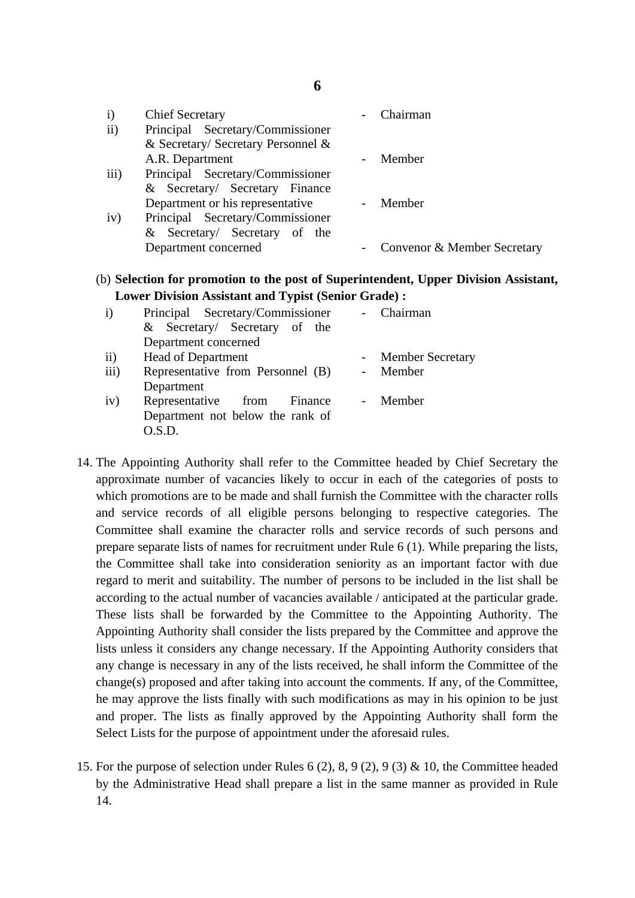| | | | |
|---|---|---|---|
| i) | Chief Secretary | - | Chairman |
| ii) | Principal Secretary/Commissioner & Secretary/ Secretary Personnel & A.R. Department | - | Member |
| iii) | Principal Secretary/Commissioner & Secretary/ Secretary Finance Department or his representative | - | Member |
| iv) | Principal Secretary/Commissioner & Secretary/ Secretary of the Department concerned | - | Convenor & Member Secretary |

(b) **Selection for promotion to the post of Superintendent, Upper Division Assistant, Lower Division Assistant and Typist (Senior Grade) :**

| | | | |
|---|---|---|---|
| i) | Principal Secretary/Commissioner & Secretary/ Secretary of the Department concerned | - | Chairman |
| ii) | Head of Department | - | Member Secretary |
| iii) | Representative from Personnel (B) Department | - | Member |
| iv) | Representative from Finance Department not below the rank of O.S.D. | - | Member |

14. The Appointing Authority shall refer to the Committee headed by Chief Secretary the approximate number of vacancies likely to occur in each of the categories of posts to which promotions are to be made and shall furnish the Committee with the character rolls and service records of all eligible persons belonging to respective categories. The Committee shall examine the character rolls and service records of such persons and prepare separate lists of names for recruitment under Rule 6 (1). While preparing the lists, the Committee shall take into consideration seniority as an important factor with due regard to merit and suitability. The number of persons to be included in the list shall be according to the actual number of vacancies available / anticipated at the particular grade. These lists shall be forwarded by the Committee to the Appointing Authority. The Appointing Authority shall consider the lists prepared by the Committee and approve the lists unless it considers any change necessary. If the Appointing Authority considers that any change is necessary in any of the lists received, he shall inform the Committee of the change(s) proposed and after taking into account the comments. If any, of the Committee, he may approve the lists finally with such modifications as may in his opinion to be just and proper. The lists as finally approved by the Appointing Authority shall form the Select Lists for the purpose of appointment under the aforesaid rules.

15. For the purpose of selection under Rules 6 (2), 8, 9 (2), 9 (3) & 10, the Committee headed by the Administrative Head shall prepare a list in the same manner as provided in Rule 14.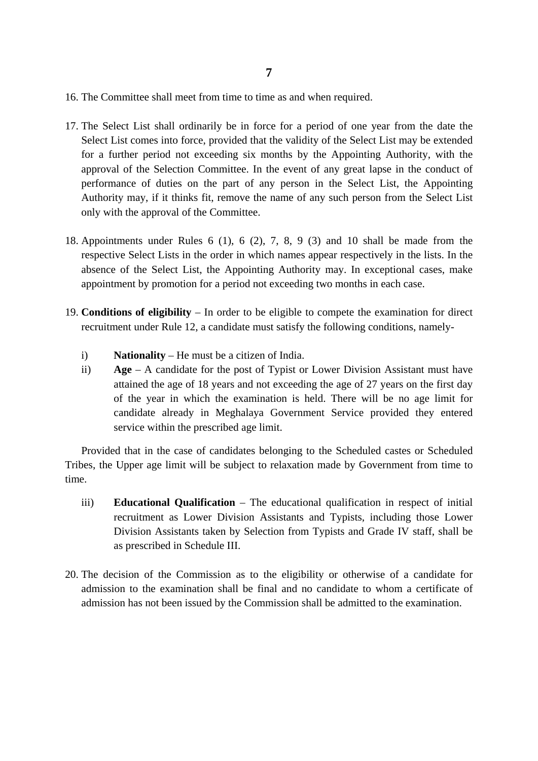16. The Committee shall meet from time to time as and when required.

17. The Select List shall ordinarily be in force for a period of one year from the date the Select List comes into force, provided that the validity of the Select List may be extended for a further period not exceeding six months by the Appointing Authority, with the approval of the Selection Committee. In the event of any great lapse in the conduct of performance of duties on the part of any person in the Select List, the Appointing Authority may, if it thinks fit, remove the name of any such person from the Select List only with the approval of the Committee.

18. Appointments under Rules 6 (1), 6 (2), 7, 8, 9 (3) and 10 shall be made from the respective Select Lists in the order in which names appear respectively in the lists. In the absence of the Select List, the Appointing Authority may. In exceptional cases, make appointment by promotion for a period not exceeding two months in each case.

19. **Conditions of eligibility** – In order to be eligible to compete the examination for direct recruitment under Rule 12, a candidate must satisfy the following conditions, namely-

    i) **Nationality** – He must be a citizen of India.
    
    ii) **Age** – A candidate for the post of Typist or Lower Division Assistant must have attained the age of 18 years and not exceeding the age of 27 years on the first day of the year in which the examination is held. There will be no age limit for candidate already in Meghalaya Government Service provided they entered service within the prescribed age limit.

Provided that in the case of candidates belonging to the Scheduled castes or Scheduled Tribes, the Upper age limit will be subject to relaxation made by Government from time to time.

    iii) **Educational Qualification** – The educational qualification in respect of initial recruitment as Lower Division Assistants and Typists, including those Lower Division Assistants taken by Selection from Typists and Grade IV staff, shall be as prescribed in Schedule III.

20. The decision of the Commission as to the eligibility or otherwise of a candidate for admission to the examination shall be final and no candidate to whom a certificate of admission has not been issued by the Commission shall be admitted to the examination.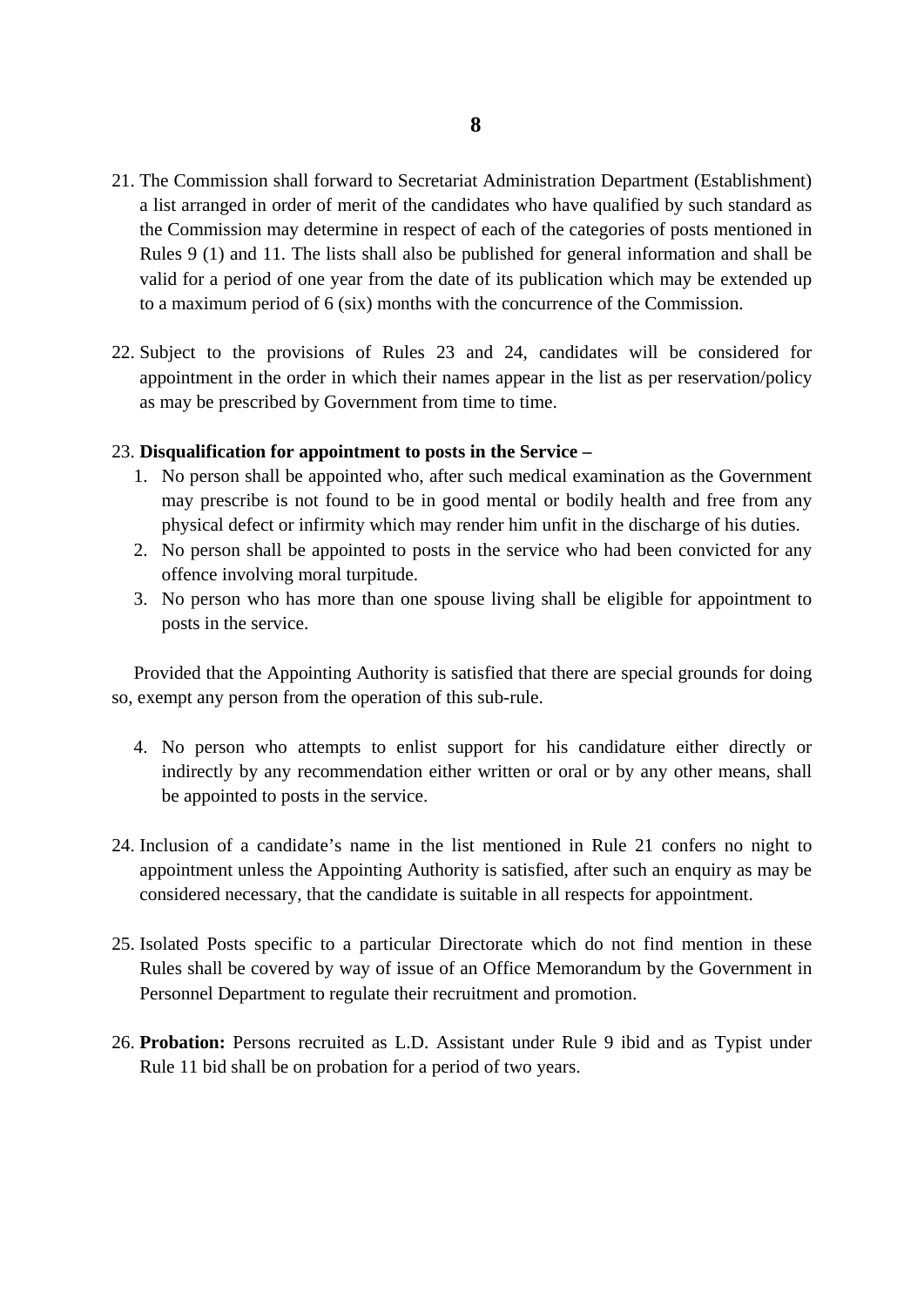21. The Commission shall forward to Secretariat Administration Department (Establishment) a list arranged in order of merit of the candidates who have qualified by such standard as the Commission may determine in respect of each of the categories of posts mentioned in Rules 9 (1) and 11. The lists shall also be published for general information and shall be valid for a period of one year from the date of its publication which may be extended up to a maximum period of 6 (six) months with the concurrence of the Commission.

22. Subject to the provisions of Rules 23 and 24, candidates will be considered for appointment in the order in which their names appear in the list as per reservation/policy as may be prescribed by Government from time to time.

23. **Disqualification for appointment to posts in the Service –**
    1. No person shall be appointed who, after such medical examination as the Government may prescribe is not found to be in good mental or bodily health and free from any physical defect or infirmity which may render him unfit in the discharge of his duties.
    2. No person shall be appointed to posts in the service who had been convicted for any offence involving moral turpitude.
    3. No person who has more than one spouse living shall be eligible for appointment to posts in the service.

   Provided that the Appointing Authority is satisfied that there are special grounds for doing so, exempt any person from the operation of this sub-rule.

    4. No person who attempts to enlist support for his candidature either directly or indirectly by any recommendation either written or oral or by any other means, shall be appointed to posts in the service.

24. Inclusion of a candidate's name in the list mentioned in Rule 21 confers no night to appointment unless the Appointing Authority is satisfied, after such an enquiry as may be considered necessary, that the candidate is suitable in all respects for appointment.

25. Isolated Posts specific to a particular Directorate which do not find mention in these Rules shall be covered by way of issue of an Office Memorandum by the Government in Personnel Department to regulate their recruitment and promotion.

26. **Probation:** Persons recruited as L.D. Assistant under Rule 9 ibid and as Typist under Rule 11 bid shall be on probation for a period of two years.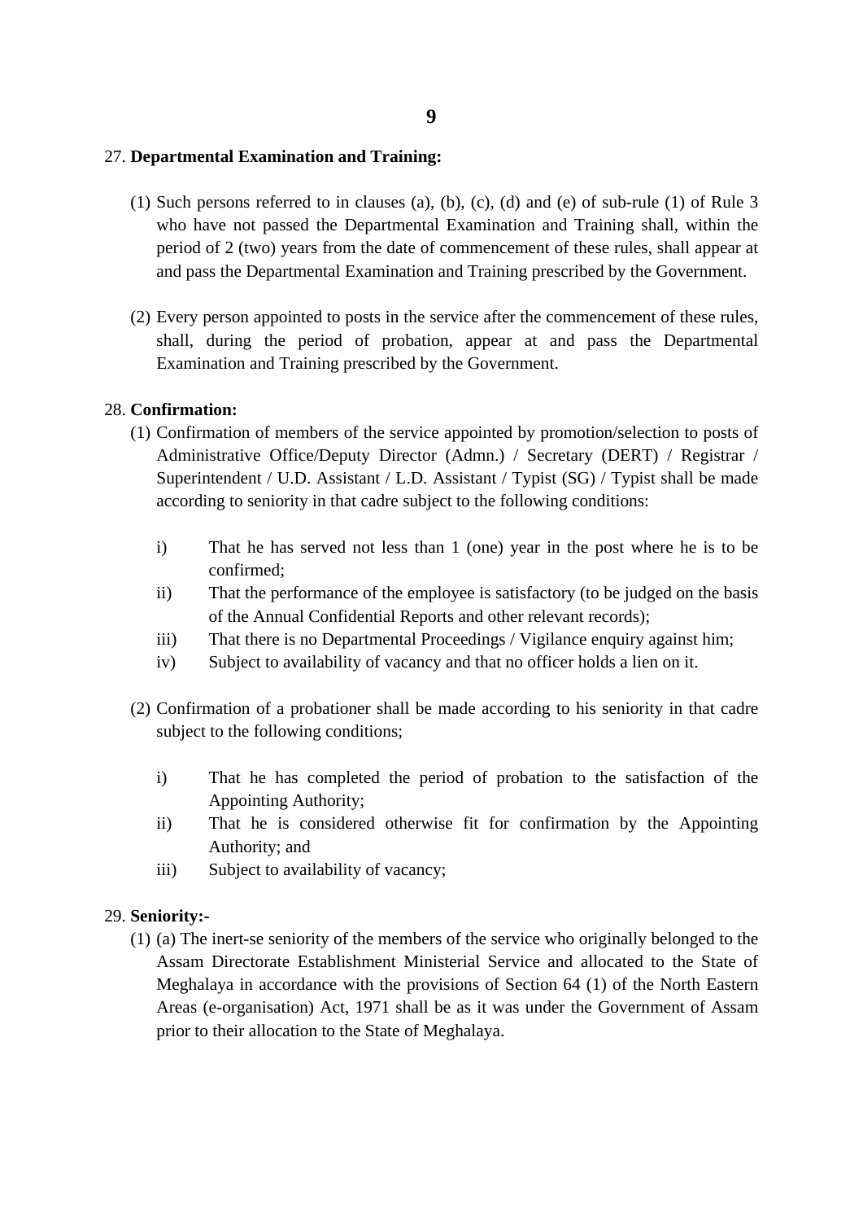27. **Departmental Examination and Training:**

(1) Such persons referred to in clauses (a), (b), (c), (d) and (e) of sub-rule (1) of Rule 3 who have not passed the Departmental Examination and Training shall, within the period of 2 (two) years from the date of commencement of these rules, shall appear at and pass the Departmental Examination and Training prescribed by the Government.

(2) Every person appointed to posts in the service after the commencement of these rules, shall, during the period of probation, appear at and pass the Departmental Examination and Training prescribed by the Government.

28. **Confirmation:**

(1) Confirmation of members of the service appointed by promotion/selection to posts of Administrative Office/Deputy Director (Admn.) / Secretary (DERT) / Registrar / Superintendent / U.D. Assistant / L.D. Assistant / Typist (SG) / Typist shall be made according to seniority in that cadre subject to the following conditions:

i) That he has served not less than 1 (one) year in the post where he is to be confirmed;

ii) That the performance of the employee is satisfactory (to be judged on the basis of the Annual Confidential Reports and other relevant records);

iii) That there is no Departmental Proceedings / Vigilance enquiry against him;

iv) Subject to availability of vacancy and that no officer holds a lien on it.

(2) Confirmation of a probationer shall be made according to his seniority in that cadre subject to the following conditions;

i) That he has completed the period of probation to the satisfaction of the Appointing Authority;

ii) That he is considered otherwise fit for confirmation by the Appointing Authority; and

iii) Subject to availability of vacancy;

29. **Seniority:-**

(1) (a) The inert-se seniority of the members of the service who originally belonged to the Assam Directorate Establishment Ministerial Service and allocated to the State of Meghalaya in accordance with the provisions of Section 64 (1) of the North Eastern Areas (e-organisation) Act, 1971 shall be as it was under the Government of Assam prior to their allocation to the State of Meghalaya.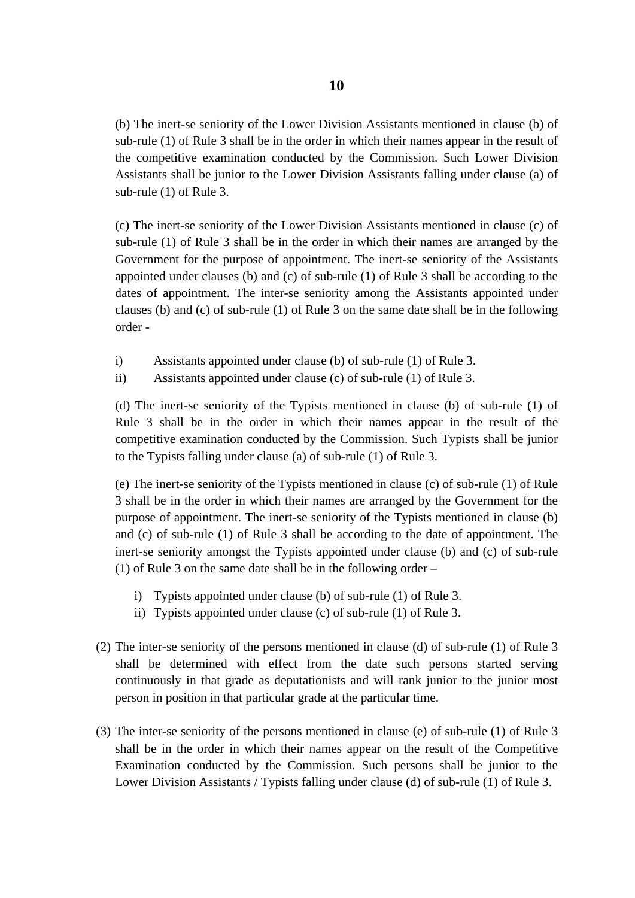(b) The inert-se seniority of the Lower Division Assistants mentioned in clause (b) of sub-rule (1) of Rule 3 shall be in the order in which their names appear in the result of the competitive examination conducted by the Commission. Such Lower Division Assistants shall be junior to the Lower Division Assistants falling under clause (a) of sub-rule (1) of Rule 3.

(c) The inert-se seniority of the Lower Division Assistants mentioned in clause (c) of sub-rule (1) of Rule 3 shall be in the order in which their names are arranged by the Government for the purpose of appointment. The inert-se seniority of the Assistants appointed under clauses (b) and (c) of sub-rule (1) of Rule 3 shall be according to the dates of appointment. The inter-se seniority among the Assistants appointed under clauses (b) and (c) of sub-rule (1) of Rule 3 on the same date shall be in the following order -

i) Assistants appointed under clause (b) of sub-rule (1) of Rule 3.
ii) Assistants appointed under clause (c) of sub-rule (1) of Rule 3.

(d) The inert-se seniority of the Typists mentioned in clause (b) of sub-rule (1) of Rule 3 shall be in the order in which their names appear in the result of the competitive examination conducted by the Commission. Such Typists shall be junior to the Typists falling under clause (a) of sub-rule (1) of Rule 3.

(e) The inert-se seniority of the Typists mentioned in clause (c) of sub-rule (1) of Rule 3 shall be in the order in which their names are arranged by the Government for the purpose of appointment. The inert-se seniority of the Typists mentioned in clause (b) and (c) of sub-rule (1) of Rule 3 shall be according to the date of appointment. The inert-se seniority amongst the Typists appointed under clause (b) and (c) of sub-rule (1) of Rule 3 on the same date shall be in the following order –

i) Typists appointed under clause (b) of sub-rule (1) of Rule 3.
ii) Typists appointed under clause (c) of sub-rule (1) of Rule 3.

(2) The inter-se seniority of the persons mentioned in clause (d) of sub-rule (1) of Rule 3 shall be determined with effect from the date such persons started serving continuously in that grade as deputationists and will rank junior to the junior most person in position in that particular grade at the particular time.

(3) The inter-se seniority of the persons mentioned in clause (e) of sub-rule (1) of Rule 3 shall be in the order in which their names appear on the result of the Competitive Examination conducted by the Commission. Such persons shall be junior to the Lower Division Assistants / Typists falling under clause (d) of sub-rule (1) of Rule 3.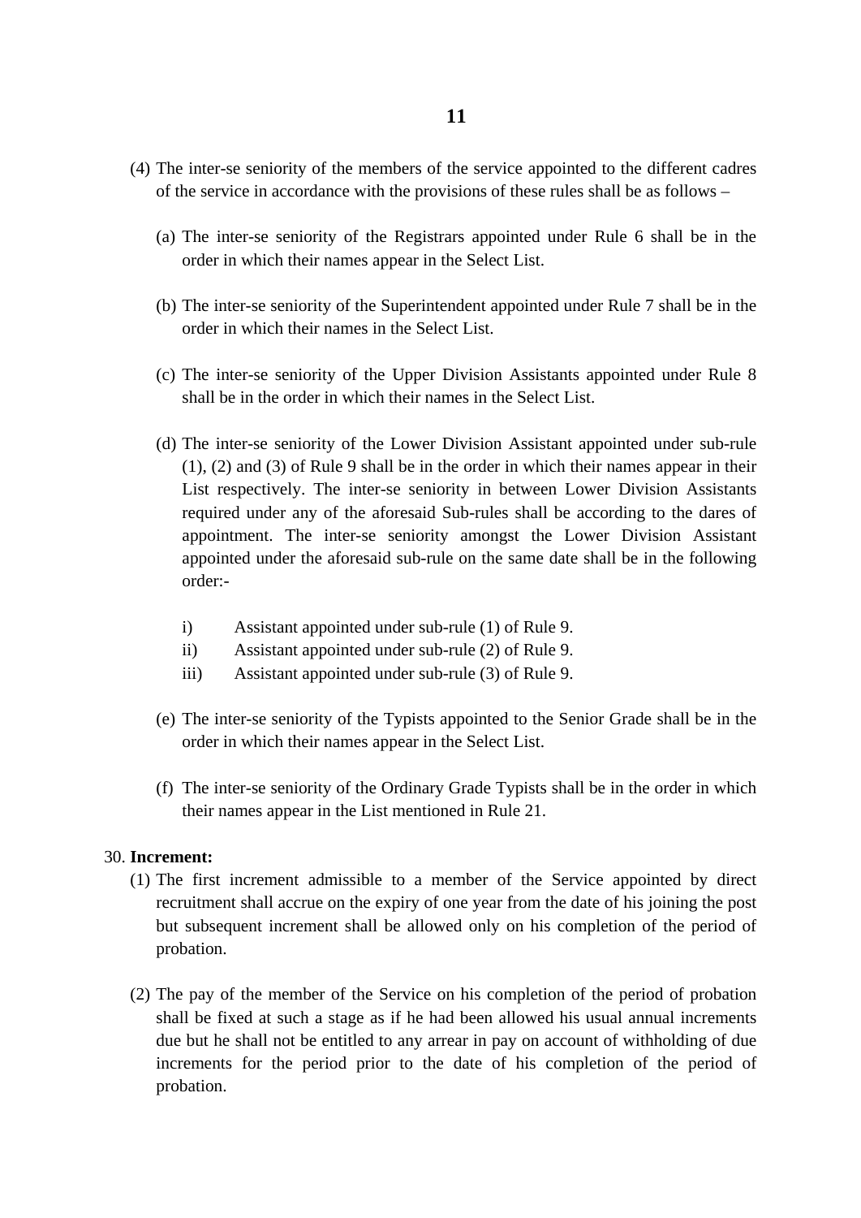(4) The inter-se seniority of the members of the service appointed to the different cadres of the service in accordance with the provisions of these rules shall be as follows –

(a) The inter-se seniority of the Registrars appointed under Rule 6 shall be in the order in which their names appear in the Select List.

(b) The inter-se seniority of the Superintendent appointed under Rule 7 shall be in the order in which their names in the Select List.

(c) The inter-se seniority of the Upper Division Assistants appointed under Rule 8 shall be in the order in which their names in the Select List.

(d) The inter-se seniority of the Lower Division Assistant appointed under sub-rule (1), (2) and (3) of Rule 9 shall be in the order in which their names appear in their List respectively. The inter-se seniority in between Lower Division Assistants required under any of the aforesaid Sub-rules shall be according to the dares of appointment. The inter-se seniority amongst the Lower Division Assistant appointed under the aforesaid sub-rule on the same date shall be in the following order:-

i) Assistant appointed under sub-rule (1) of Rule 9.
ii) Assistant appointed under sub-rule (2) of Rule 9.
iii) Assistant appointed under sub-rule (3) of Rule 9.

(e) The inter-se seniority of the Typists appointed to the Senior Grade shall be in the order in which their names appear in the Select List.

(f) The inter-se seniority of the Ordinary Grade Typists shall be in the order in which their names appear in the List mentioned in Rule 21.

30. **Increment:**

(1) The first increment admissible to a member of the Service appointed by direct recruitment shall accrue on the expiry of one year from the date of his joining the post but subsequent increment shall be allowed only on his completion of the period of probation.

(2) The pay of the member of the Service on his completion of the period of probation shall be fixed at such a stage as if he had been allowed his usual annual increments due but he shall not be entitled to any arrear in pay on account of withholding of due increments for the period prior to the date of his completion of the period of probation.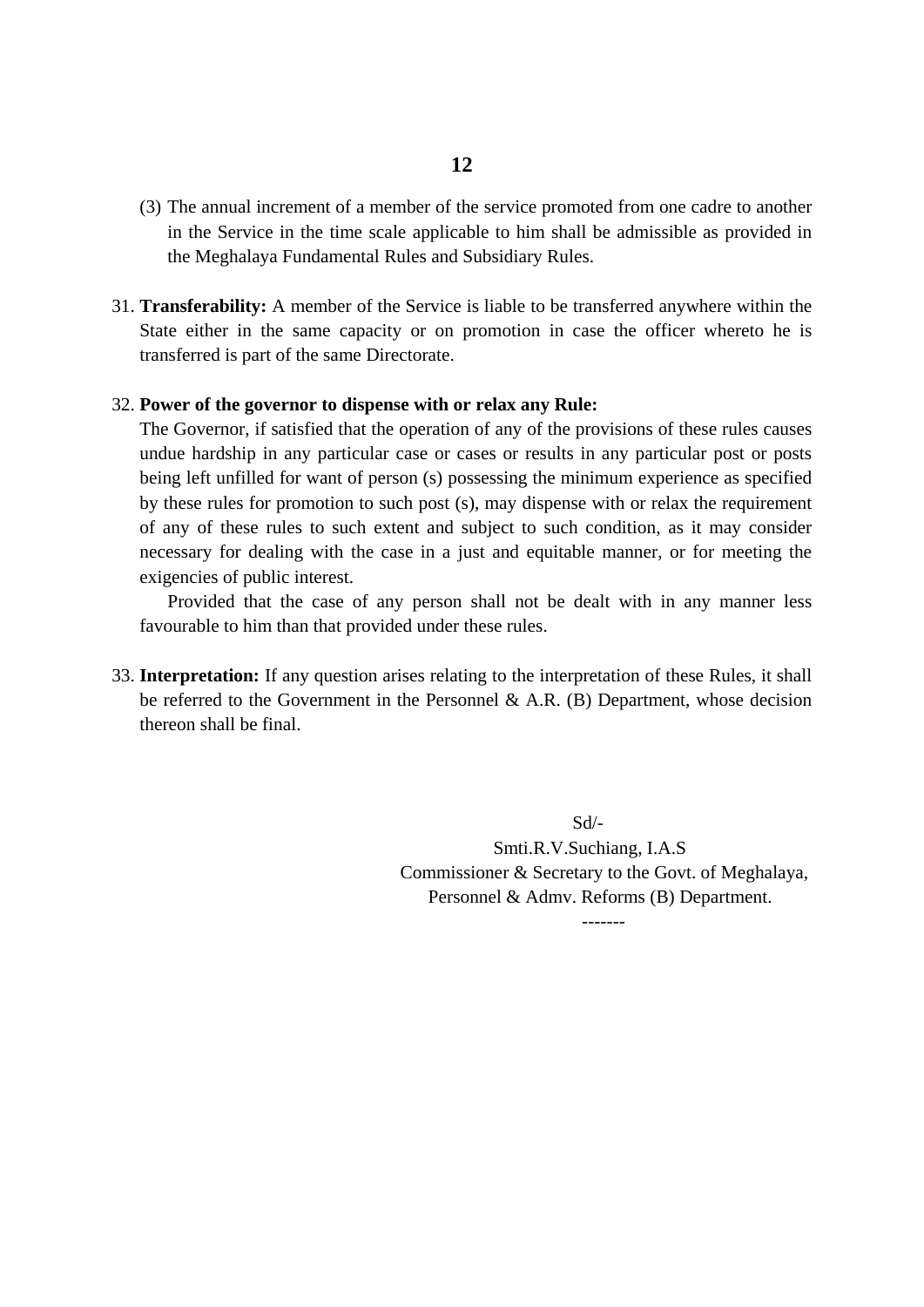(3) The annual increment of a member of the service promoted from one cadre to another in the Service in the time scale applicable to him shall be admissible as provided in the Meghalaya Fundamental Rules and Subsidiary Rules.

31. **Transferability:** A member of the Service is liable to be transferred anywhere within the State either in the same capacity or on promotion in case the officer whereto he is transferred is part of the same Directorate.

32. **Power of the governor to dispense with or relax any Rule:**
The Governor, if satisfied that the operation of any of the provisions of these rules causes undue hardship in any particular case or cases or results in any particular post or posts being left unfilled for want of person (s) possessing the minimum experience as specified by these rules for promotion to such post (s), may dispense with or relax the requirement of any of these rules to such extent and subject to such condition, as it may consider necessary for dealing with the case in a just and equitable manner, or for meeting the exigencies of public interest.

    Provided that the case of any person shall not be dealt with in any manner less favourable to him than that provided under these rules.

33. **Interpretation:** If any question arises relating to the interpretation of these Rules, it shall be referred to the Government in the Personnel & A.R. (B) Department, whose decision thereon shall be final.

Sd/-
Smti.R.V.Suchiang, I.A.S
Commissioner & Secretary to the Govt. of Meghalaya,
Personnel & Admv. Reforms (B) Department.

-------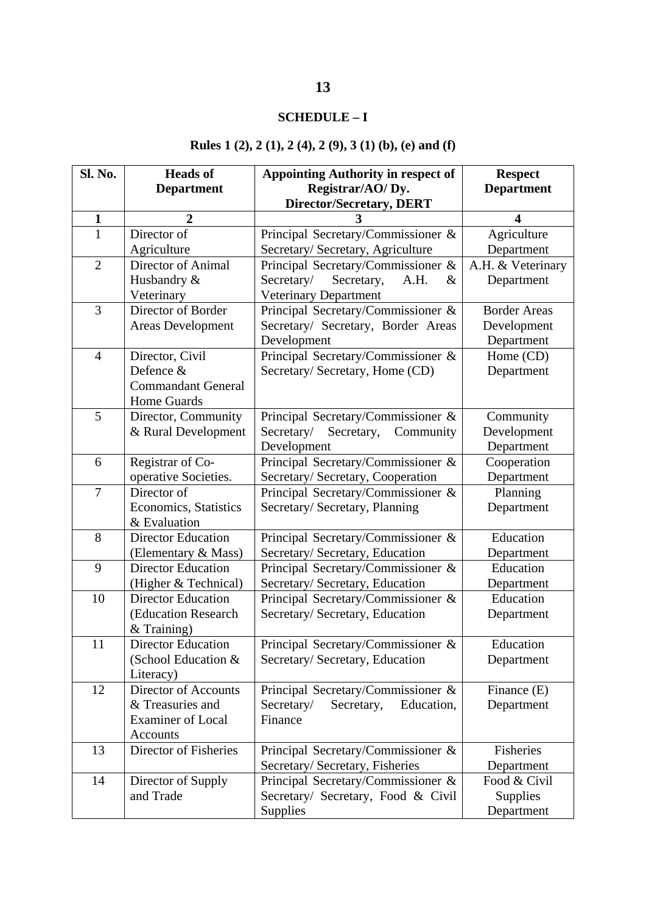## SCHEDULE – I

### Rules 1 (2), 2 (1), 2 (4), 2 (9), 3 (1) (b), (e) and (f)

| Sl. No. | Heads of Department | Appointing Authority in respect of Registrar/AO/ Dy. Director/Secretary, DERT | Respect Department |
|---|---|---|---|
| 1 | 2 | 3 | 4 |
| 1 | Director of Agriculture | Principal Secretary/Commissioner & Secretary/ Secretary, Agriculture | Agriculture Department |
| 2 | Director of Animal Husbandry & Veterinary | Principal Secretary/Commissioner & Secretary/ Secretary, A.H. & Veterinary Department | A.H. & Veterinary Department |
| 3 | Director of Border Areas Development | Principal Secretary/Commissioner & Secretary/ Secretary, Border Areas Development | Border Areas Development Department |
| 4 | Director, Civil Defence & Commandant General Home Guards | Principal Secretary/Commissioner & Secretary/ Secretary, Home (CD) | Home (CD) Department |
| 5 | Director, Community & Rural Development | Principal Secretary/Commissioner & Secretary/ Secretary, Community Development | Community Development Department |
| 6 | Registrar of Co-operative Societies. | Principal Secretary/Commissioner & Secretary/ Secretary, Cooperation | Cooperation Department |
| 7 | Director of Economics, Statistics & Evaluation | Principal Secretary/Commissioner & Secretary/ Secretary, Planning | Planning Department |
| 8 | Director Education (Elementary & Mass) | Principal Secretary/Commissioner & Secretary/ Secretary, Education | Education Department |
| 9 | Director Education (Higher & Technical) | Principal Secretary/Commissioner & Secretary/ Secretary, Education | Education Department |
| 10 | Director Education (Education Research & Training) | Principal Secretary/Commissioner & Secretary/ Secretary, Education | Education Department |
| 11 | Director Education (School Education & Literacy) | Principal Secretary/Commissioner & Secretary/ Secretary, Education | Education Department |
| 12 | Director of Accounts & Treasuries and Examiner of Local Accounts | Principal Secretary/Commissioner & Secretary/ Secretary, Education, Finance | Finance (E) Department |
| 13 | Director of Fisheries | Principal Secretary/Commissioner & Secretary/ Secretary, Fisheries | Fisheries Department |
| 14 | Director of Supply and Trade | Principal Secretary/Commissioner & Secretary/ Secretary, Food & Civil Supplies | Food & Civil Supplies Department |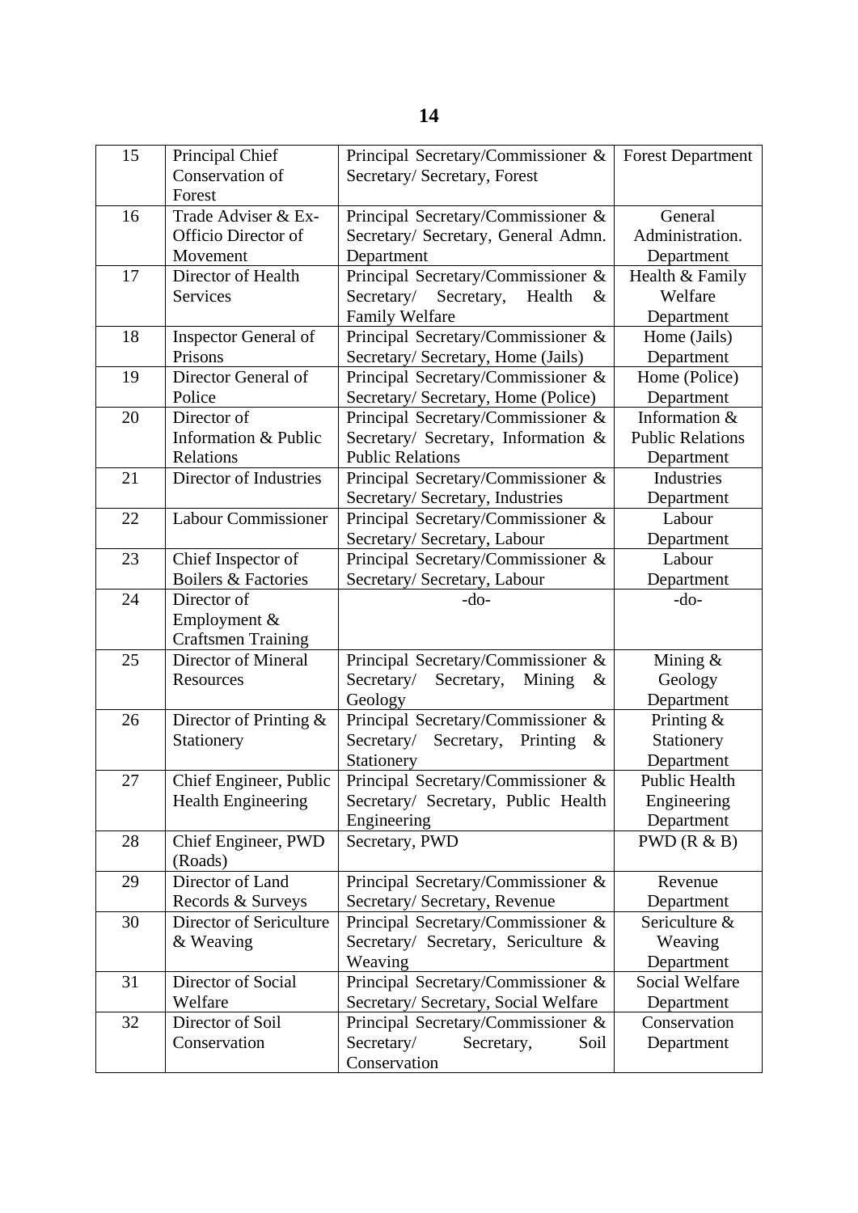| 15 | Principal Chief Conservation of Forest | Principal Secretary/Commissioner & Secretary/ Secretary, Forest | Forest Department |
|---|---|---|---|
| 16 | Trade Adviser & Ex-Officio Director of Movement | Principal Secretary/Commissioner & Secretary/ Secretary, General Admn. Department | General Administration. Department |
| 17 | Director of Health Services | Principal Secretary/Commissioner & Secretary/ Secretary, Health & Family Welfare | Health & Family Welfare Department |
| 18 | Inspector General of Prisons | Principal Secretary/Commissioner & Secretary/ Secretary, Home (Jails) | Home (Jails) Department |
| 19 | Director General of Police | Principal Secretary/Commissioner & Secretary/ Secretary, Home (Police) | Home (Police) Department |
| 20 | Director of Information & Public Relations | Principal Secretary/Commissioner & Secretary/ Secretary, Information & Public Relations | Information & Public Relations Department |
| 21 | Director of Industries | Principal Secretary/Commissioner & Secretary/ Secretary, Industries | Industries Department |
| 22 | Labour Commissioner | Principal Secretary/Commissioner & Secretary/ Secretary, Labour | Labour Department |
| 23 | Chief Inspector of Boilers & Factories | Principal Secretary/Commissioner & Secretary/ Secretary, Labour | Labour Department |
| 24 | Director of Employment & Craftsmen Training | -do- | -do- |
| 25 | Director of Mineral Resources | Principal Secretary/Commissioner & Secretary/ Secretary, Mining & Geology | Mining & Geology Department |
| 26 | Director of Printing & Stationery | Principal Secretary/Commissioner & Secretary/ Secretary, Printing & Stationery | Printing & Stationery Department |
| 27 | Chief Engineer, Public Health Engineering | Principal Secretary/Commissioner & Secretary/ Secretary, Public Health Engineering | Public Health Engineering Department |
| 28 | Chief Engineer, PWD (Roads) | Secretary, PWD | PWD (R & B) |
| 29 | Director of Land Records & Surveys | Principal Secretary/Commissioner & Secretary/ Secretary, Revenue | Revenue Department |
| 30 | Director of Sericulture & Weaving | Principal Secretary/Commissioner & Secretary/ Secretary, Sericulture & Weaving | Sericulture & Weaving Department |
| 31 | Director of Social Welfare | Principal Secretary/Commissioner & Secretary/ Secretary, Social Welfare | Social Welfare Department |
| 32 | Director of Soil Conservation | Principal Secretary/Commissioner & Secretary/ Secretary, Soil Conservation | Conservation Department |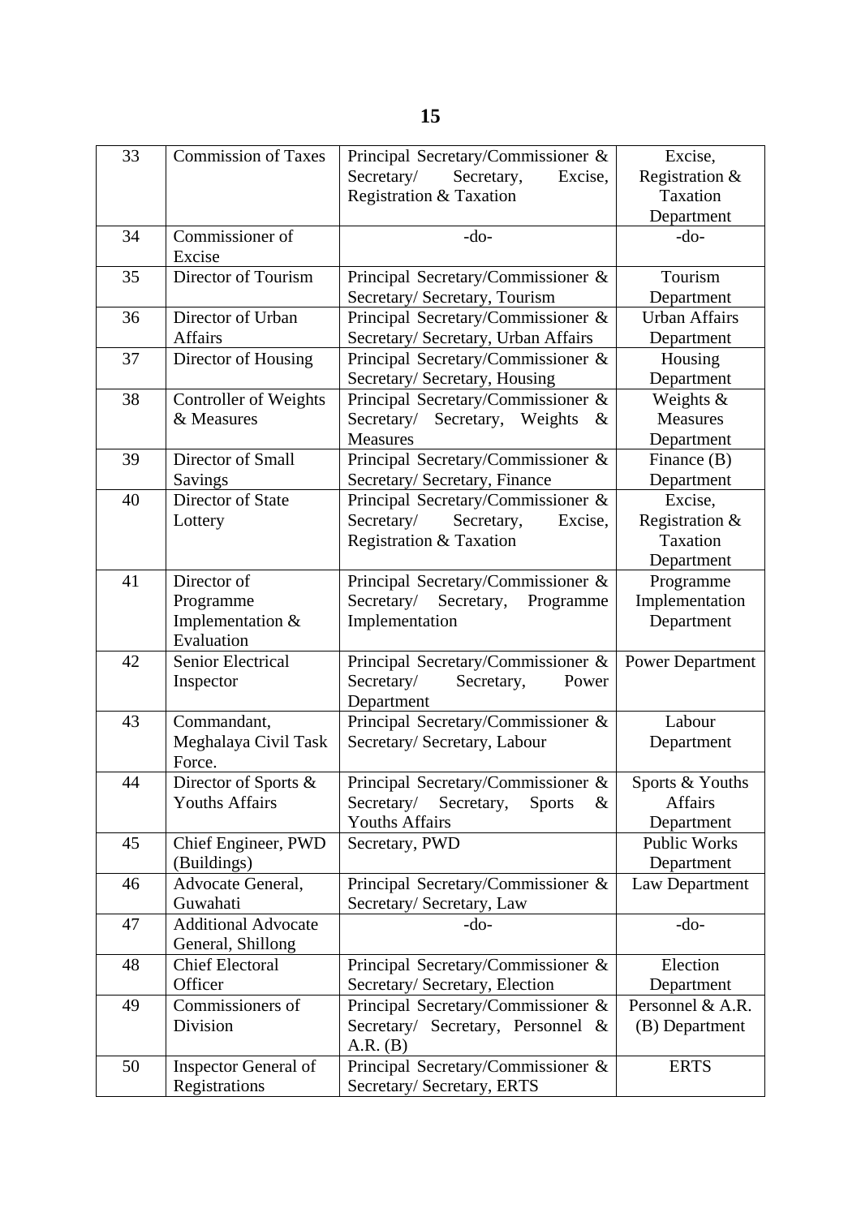| 33 | Commission of Taxes | Principal Secretary/Commissioner & Secretary/ Secretary, Excise, Registration & Taxation | Excise, Registration & Taxation Department |
|---|---|---|---|
| 34 | Commissioner of Excise | -do- | -do- |
| 35 | Director of Tourism | Principal Secretary/Commissioner & Secretary/ Secretary, Tourism | Tourism Department |
| 36 | Director of Urban Affairs | Principal Secretary/Commissioner & Secretary/ Secretary, Urban Affairs | Urban Affairs Department |
| 37 | Director of Housing | Principal Secretary/Commissioner & Secretary/ Secretary, Housing | Housing Department |
| 38 | Controller of Weights & Measures | Principal Secretary/Commissioner & Secretary/ Secretary, Weights & Measures | Weights & Measures Department |
| 39 | Director of Small Savings | Principal Secretary/Commissioner & Secretary/ Secretary, Finance | Finance (B) Department |
| 40 | Director of State Lottery | Principal Secretary/Commissioner & Secretary/ Secretary, Excise, Registration & Taxation | Excise, Registration & Taxation Department |
| 41 | Director of Programme Implementation & Evaluation | Principal Secretary/Commissioner & Secretary/ Secretary, Programme Implementation | Programme Implementation Department |
| 42 | Senior Electrical Inspector | Principal Secretary/Commissioner & Secretary/ Secretary, Power Department | Power Department |
| 43 | Commandant, Meghalaya Civil Task Force. | Principal Secretary/Commissioner & Secretary/ Secretary, Labour | Labour Department |
| 44 | Director of Sports & Youths Affairs | Principal Secretary/Commissioner & Secretary/ Secretary, Sports & Youths Affairs | Sports & Youths Affairs Department |
| 45 | Chief Engineer, PWD (Buildings) | Secretary, PWD | Public Works Department |
| 46 | Advocate General, Guwahati | Principal Secretary/Commissioner & Secretary/ Secretary, Law | Law Department |
| 47 | Additional Advocate General, Shillong | -do- | -do- |
| 48 | Chief Electoral Officer | Principal Secretary/Commissioner & Secretary/ Secretary, Election | Election Department |
| 49 | Commissioners of Division | Principal Secretary/Commissioner & Secretary/ Secretary, Personnel & A.R. (B) | Personnel & A.R. (B) Department |
| 50 | Inspector General of Registrations | Principal Secretary/Commissioner & Secretary/ Secretary, ERTS | ERTS |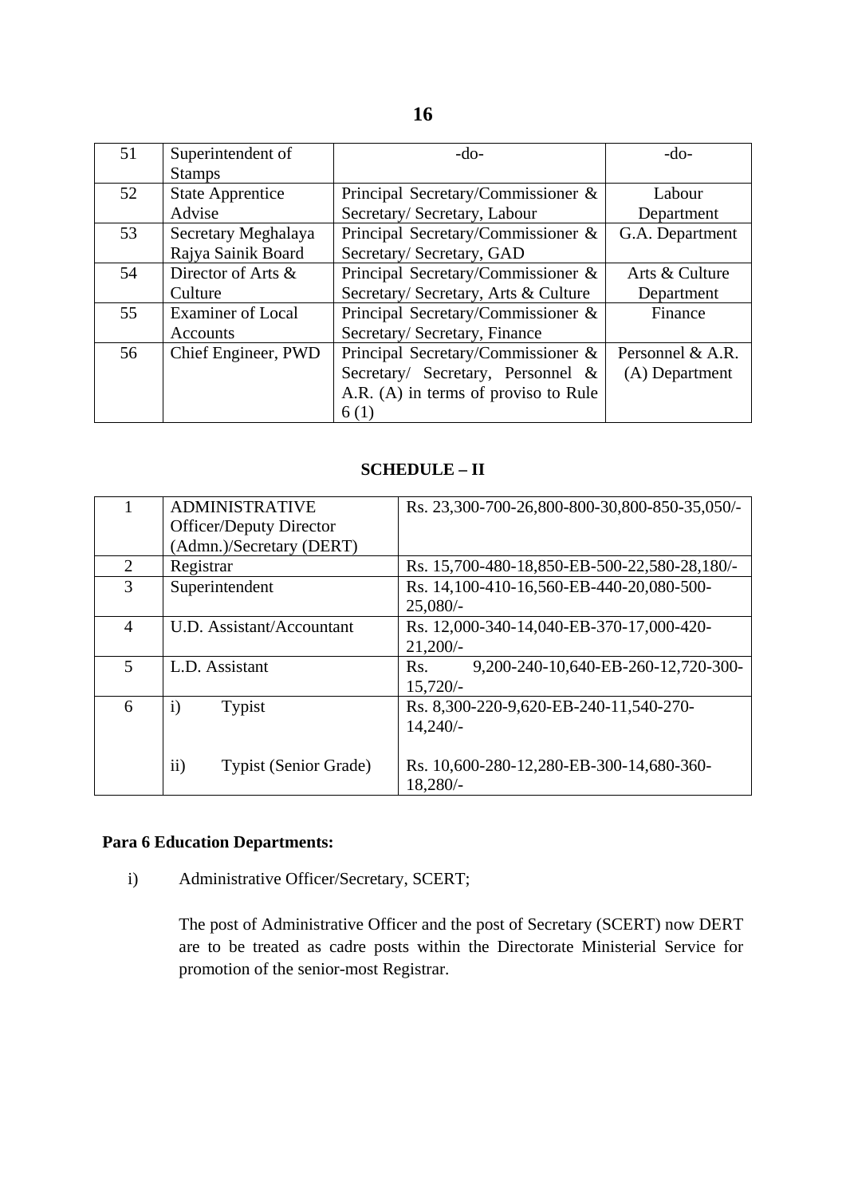| 51 | Superintendent of Stamps | -do- | -do- |
|---|---|---|---|
| 52 | State Apprentice Advise | Principal Secretary/Commissioner & Secretary/ Secretary, Labour | Labour Department |
| 53 | Secretary Meghalaya Rajya Sainik Board | Principal Secretary/Commissioner & Secretary/ Secretary, GAD | G.A. Department |
| 54 | Director of Arts & Culture | Principal Secretary/Commissioner & Secretary/ Secretary, Arts & Culture | Arts & Culture Department |
| 55 | Examiner of Local Accounts | Principal Secretary/Commissioner & Secretary/ Secretary, Finance | Finance |
| 56 | Chief Engineer, PWD | Principal Secretary/Commissioner & Secretary/ Secretary, Personnel & A.R. (A) in terms of proviso to Rule 6 (1) | Personnel & A.R. (A) Department |

**SCHEDULE – II**

| 1 | ADMINISTRATIVE Officer/Deputy Director (Admn.)/Secretary (DERT) | Rs. 23,300-700-26,800-800-30,800-850-35,050/- |
|---|---|---|
| 2 | Registrar | Rs. 15,700-480-18,850-EB-500-22,580-28,180/- |
| 3 | Superintendent | Rs. 14,100-410-16,560-EB-440-20,080-500-25,080/- |
| 4 | U.D. Assistant/Accountant | Rs. 12,000-340-14,040-EB-370-17,000-420-21,200/- |
| 5 | L.D. Assistant | Rs. 9,200-240-10,640-EB-260-12,720-300-15,720/- |
| 6 | i) Typist<br><br>ii) Typist (Senior Grade) | Rs. 8,300-220-9,620-EB-240-11,540-270-14,240/-<br><br>Rs. 10,600-280-12,280-EB-300-14,680-360-18,280/- |

**Para 6 Education Departments:**

i) Administrative Officer/Secretary, SCERT;

The post of Administrative Officer and the post of Secretary (SCERT) now DERT are to be treated as cadre posts within the Directorate Ministerial Service for promotion of the senior-most Registrar.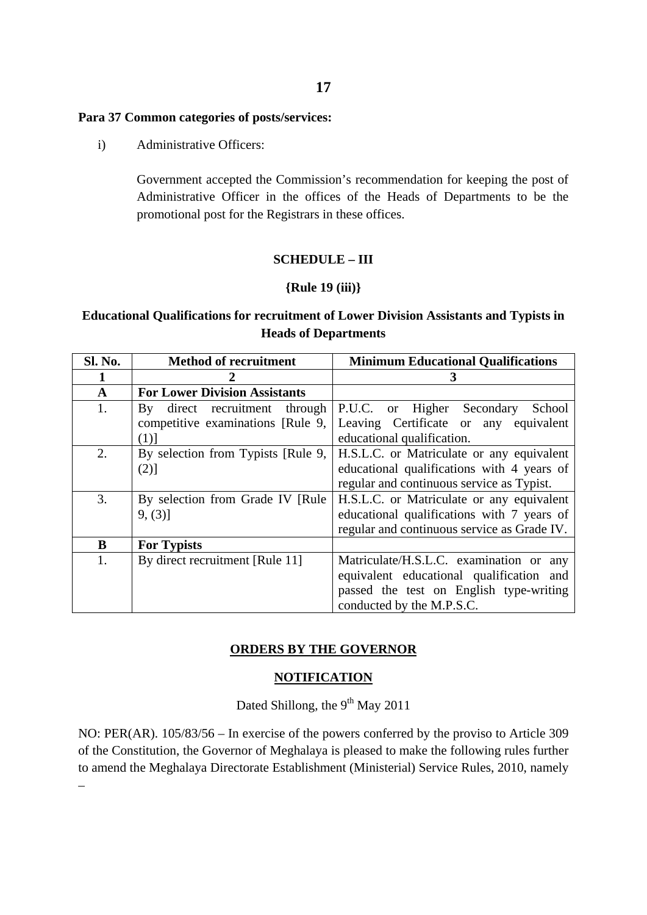**Para 37 Common categories of posts/services:**

i) Administrative Officers:

Government accepted the Commission's recommendation for keeping the post of Administrative Officer in the offices of the Heads of Departments to be the promotional post for the Registrars in these offices.

**SCHEDULE – III**

**{Rule 19 (iii)}**

**Educational Qualifications for recruitment of Lower Division Assistants and Typists in Heads of Departments**

| Sl. No. | Method of recruitment | Minimum Educational Qualifications |
|---|---|---|
| **1** | **2** | **3** |
| **A** | **For Lower Division Assistants** | |
| 1. | By direct recruitment through competitive examinations [Rule 9, (1)] | P.U.C. or Higher Secondary School Leaving Certificate or any equivalent educational qualification. |
| 2. | By selection from Typists [Rule 9, (2)] | H.S.L.C. or Matriculate or any equivalent educational qualifications with 4 years of regular and continuous service as Typist. |
| 3. | By selection from Grade IV [Rule 9, (3)] | H.S.L.C. or Matriculate or any equivalent educational qualifications with 7 years of regular and continuous service as Grade IV. |
| **B** | **For Typists** | |
| 1. | By direct recruitment [Rule 11] | Matriculate/H.S.L.C. examination or any equivalent educational qualification and passed the test on English type-writing conducted by the M.P.S.C. |

**ORDERS BY THE GOVERNOR**

**NOTIFICATION**

Dated Shillong, the 9th May 2011

NO: PER(AR). 105/83/56 – In exercise of the powers conferred by the proviso to Article 309 of the Constitution, the Governor of Meghalaya is pleased to make the following rules further to amend the Meghalaya Directorate Establishment (Ministerial) Service Rules, 2010, namely –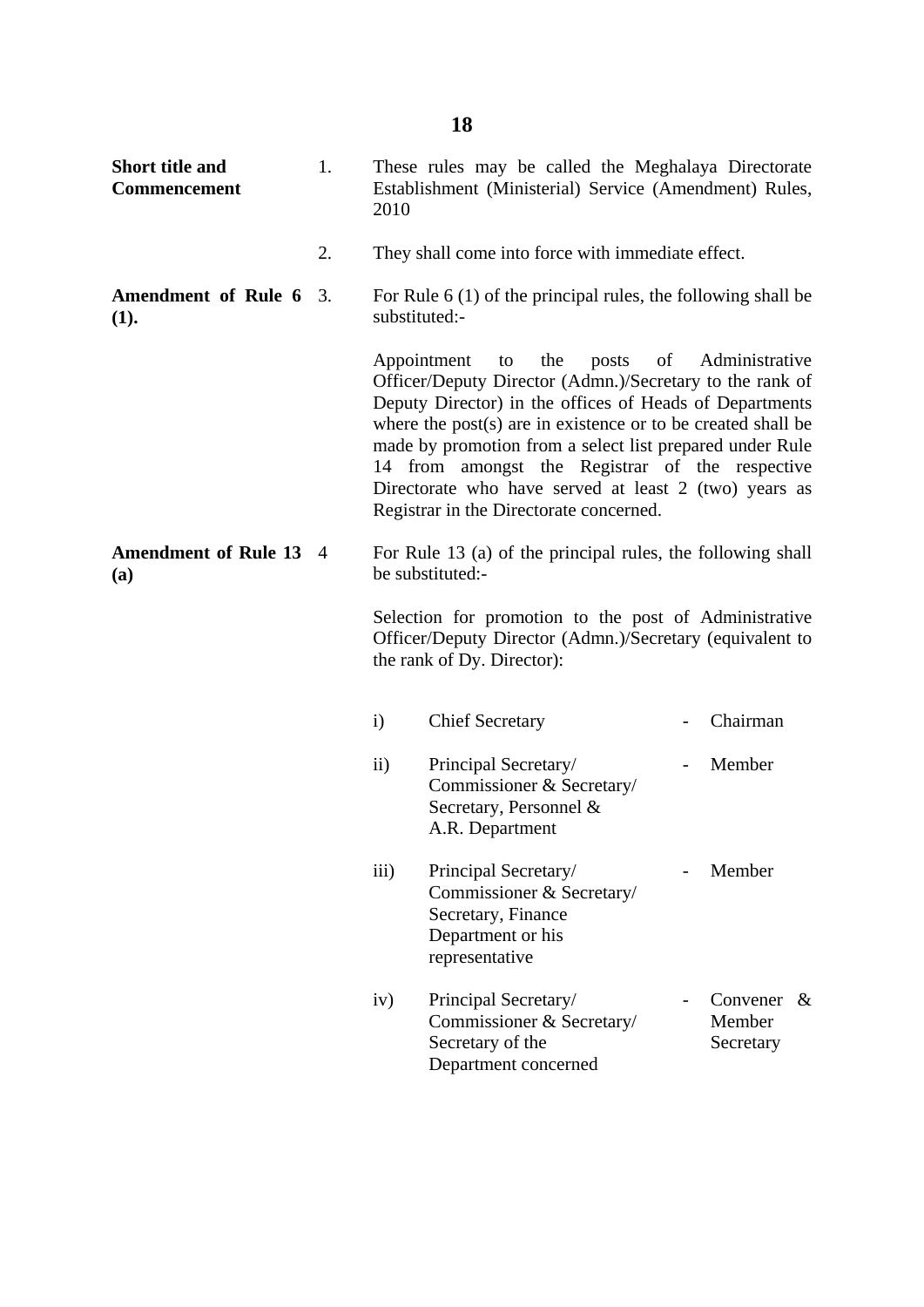| | | |
|---|---|---|
| **Short title and Commencement** | 1. | These rules may be called the Meghalaya Directorate Establishment (Ministerial) Service (Amendment) Rules, 2010 |
| | 2. | They shall come into force with immediate effect. |
| **Amendment of Rule 6 (1).** | 3. | For Rule 6 (1) of the principal rules, the following shall be substituted:- |
| | | Appointment to the posts of Administrative Officer/Deputy Director (Admn.)/Secretary to the rank of Deputy Director) in the offices of Heads of Departments where the post(s) are in existence or to be created shall be made by promotion from a select list prepared under Rule 14 from amongst the Registrar of the respective Directorate who have served at least 2 (two) years as Registrar in the Directorate concerned. |
| **Amendment of Rule 13 (a)** | 4 | For Rule 13 (a) of the principal rules, the following shall be substituted:- |
| | | Selection for promotion to the post of Administrative Officer/Deputy Director (Admn.)/Secretary (equivalent to the rank of Dy. Director): |

| | | | |
|---|---|---|---|
| i) | Chief Secretary | - | Chairman |
| ii) | Principal Secretary/ Commissioner & Secretary/ Secretary, Personnel & A.R. Department | - | Member |
| iii) | Principal Secretary/ Commissioner & Secretary/ Secretary, Finance Department or his representative | - | Member |
| iv) | Principal Secretary/ Commissioner & Secretary/ Secretary of the Department concerned | - | Convener & Member Secretary |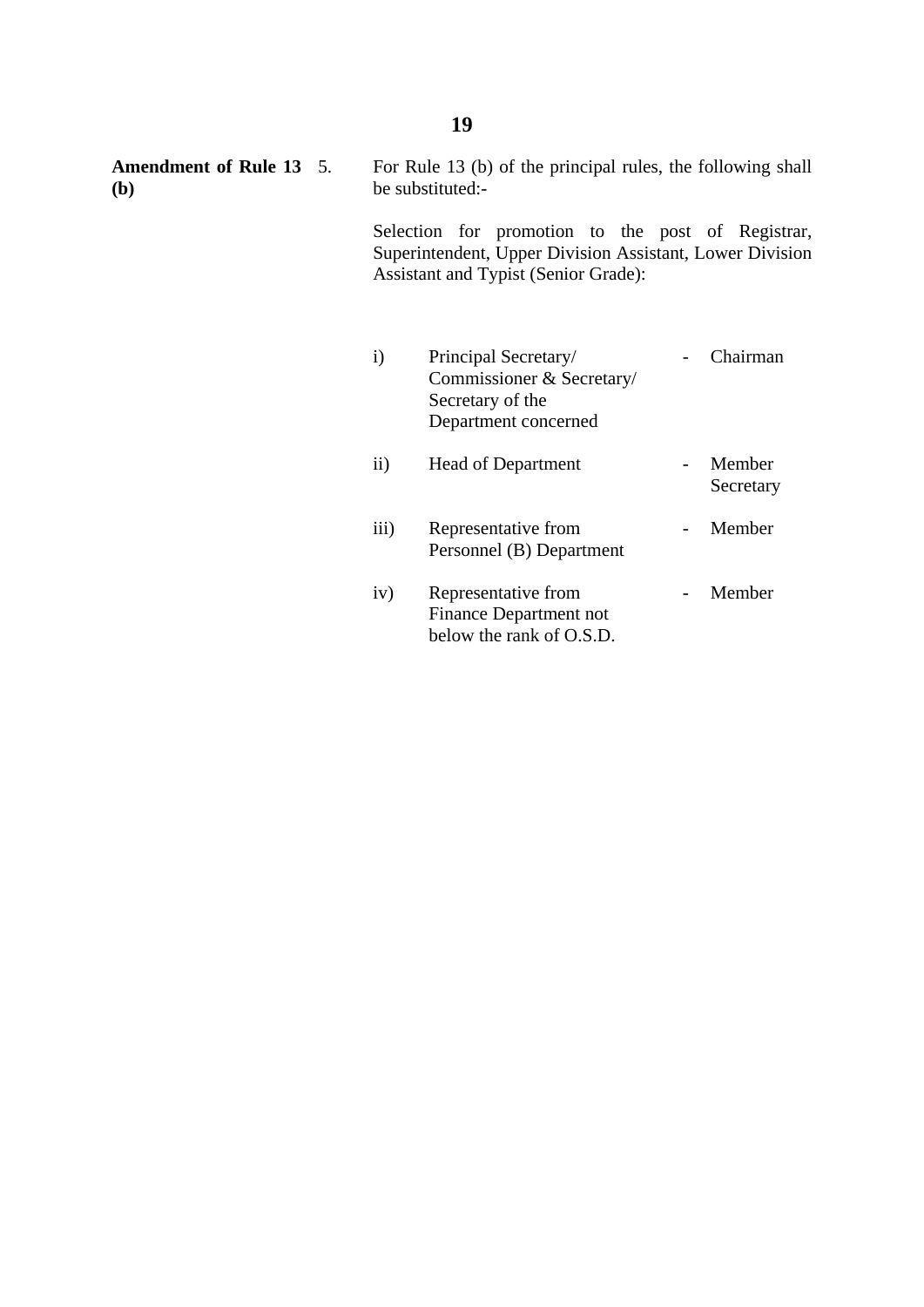**Amendment of Rule 13 (b)**

5. For Rule 13 (b) of the principal rules, the following shall be substituted:-

Selection for promotion to the post of Registrar, Superintendent, Upper Division Assistant, Lower Division Assistant and Typist (Senior Grade):

| | | | |
|---|---|---|---|
| i) | Principal Secretary/ Commissioner & Secretary/ Secretary of the Department concerned | - | Chairman |
| ii) | Head of Department | - | Member Secretary |
| iii) | Representative from Personnel (B) Department | - | Member |
| iv) | Representative from Finance Department not below the rank of O.S.D. | - | Member |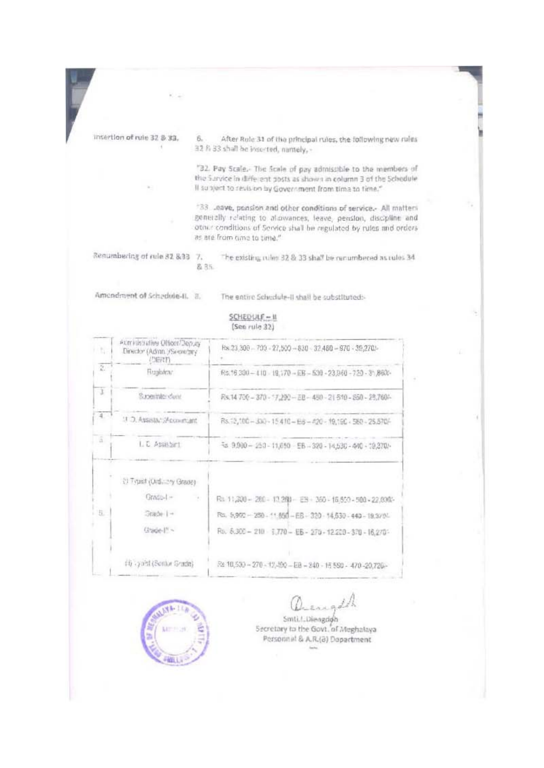Insertion of rule 32 & 33. 6. After Rule 31 of the principal rules, the following new rules 32 & 33 shall be inserted, namely,-

"32. Pay Scale.- The Scale of pay admissible to the members of the Service in different posts as shown in column 3 of the Schedule II subject to revision by Government from time to time."

"33. Leave, pension and other conditions of service.- All matters generally relating to allowances, leave, pension, discipline and other conditions of Service shall be regulated by rules and orders as are from time to time."

Renumbering of rule 32 & 33 7. The existing rules 32 & 33 shall be renumbered as rules 34 & 35.

Amendment of Schedule-II. 8. The entire Schedule-II shall be substituted:-

SCHEDULE – II
(See rule 32)

| | | |
|---|---|---|
| 1. | Administrative Officer/Deputy Director (Admn.)/Secretary (DERT) | Rs.23,300 – 700 - 27,500 – 830 - 32,480 – 970 - 39,270/- |
| 2. | Registrar | Rs.16,300 – 410 - 19,170 – EB – 530 - 23,940 - 720 - 31,860/- |
| 3. | Superintendent | Rs.14,700 – 370 - 17,290 – EB – 480 - 21,610 - 650 - 28,760/- |
| 4. | U. D. Assistant/Accountant | Rs.12,100 – 330 - 15,410 – EB – 420 - 19,190 - 580 - 25,570/- |
| 5. | L. D. Assistant | Rs. 9,900 – 250 - 11,650 – EB – 320 - 14,530 - 440 - 19,370/- |
| 6. | (i) Typist (Ordinary Grade) | |
| | Grade-I – | Rs. 11,300 – 280 - 13,260 – EB – 350 - 16,500 - 500 - 22,000/- |
| | Grade-II – | Rs. 9,900 – 250 - 11,650 – EB – 320 - 14,530 - 440 - 19,370/- |
| | Grade-III – | Rs. 8,300 – 210 - 9,770 – EB – 270 - 12,200 - 370 - 16,270/- |
| | (ii) Typist (Senior Grade) | Rs 10,530 – 270 - 12,420 – EB – 340 - 15,550 - 470 - 20,720/- |

Smti.L.Diengdoh
Secretary to the Govt. of Meghalaya
Personnel & A.R.(B) Department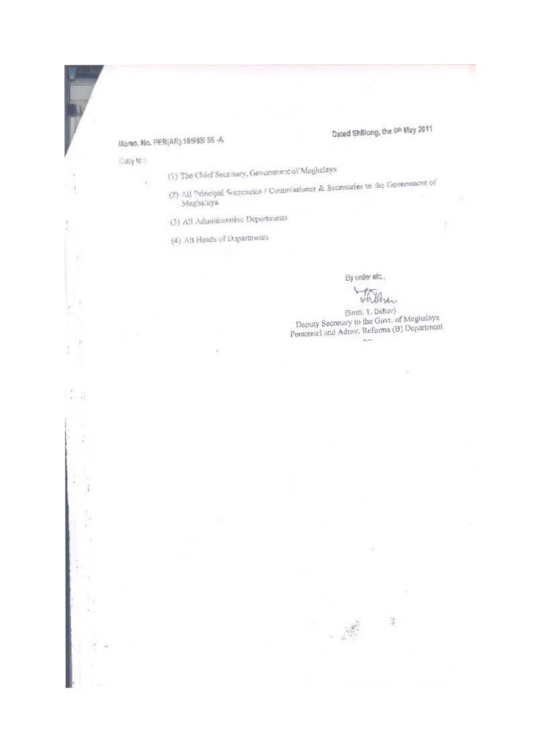Memo. No. PER(AR).165/83/ 56 -A

Dated Shillong, the 9th May 2011

Copy to :

(1) The Chief Secretary, Government of Meghalaya

(2) All Principal Secretaries / Commissioner & Secretaries to the Government of Meghalaya

(3) All Administrative Departments

(4) All Heads of Departments

By order etc.,

(Smti. T. Dkhar)
Deputy Secretary to the Govt. of Meghalaya
Personnel and Admv. Reforms (B) Department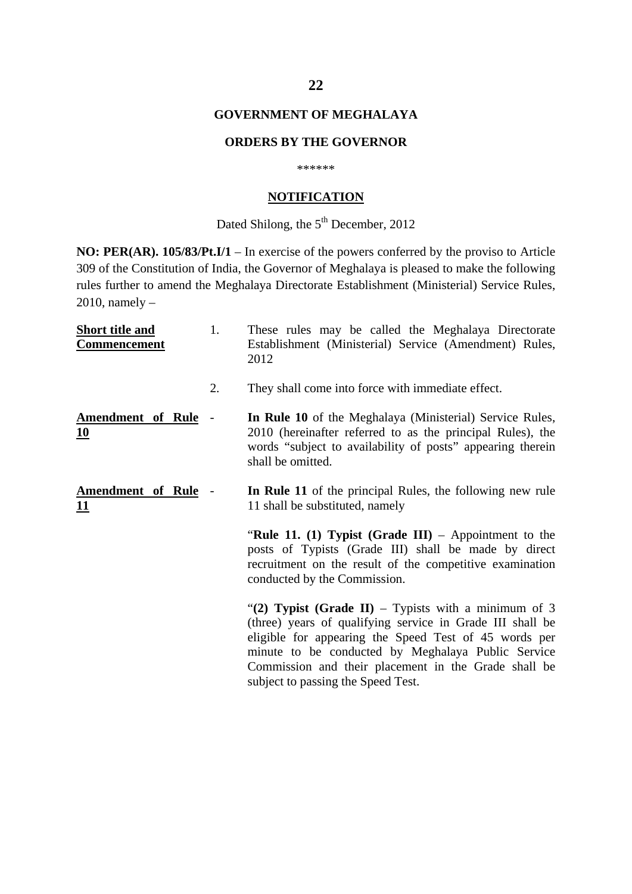**GOVERNMENT OF MEGHALAYA**

**ORDERS BY THE GOVERNOR**

\*\*\*\*\*\*

**NOTIFICATION**

Dated Shilong, the 5th December, 2012

**NO: PER(AR). 105/83/Pt.I/1** – In exercise of the powers conferred by the proviso to Article 309 of the Constitution of India, the Governor of Meghalaya is pleased to make the following rules further to amend the Meghalaya Directorate Establishment (Ministerial) Service Rules, 2010, namely –

**Short title and Commencement**

1. These rules may be called the Meghalaya Directorate Establishment (Ministerial) Service (Amendment) Rules, 2012

2. They shall come into force with immediate effect.

**Amendment of Rule 10** - **In Rule 10** of the Meghalaya (Ministerial) Service Rules, 2010 (hereinafter referred to as the principal Rules), the words "subject to availability of posts" appearing therein shall be omitted.

**Amendment of Rule 11** - **In Rule 11** of the principal Rules, the following new rule 11 shall be substituted, namely

"**Rule 11. (1) Typist (Grade III)** – Appointment to the posts of Typists (Grade III) shall be made by direct recruitment on the result of the competitive examination conducted by the Commission.

"**(2) Typist (Grade II)** – Typists with a minimum of 3 (three) years of qualifying service in Grade III shall be eligible for appearing the Speed Test of 45 words per minute to be conducted by Meghalaya Public Service Commission and their placement in the Grade shall be subject to passing the Speed Test.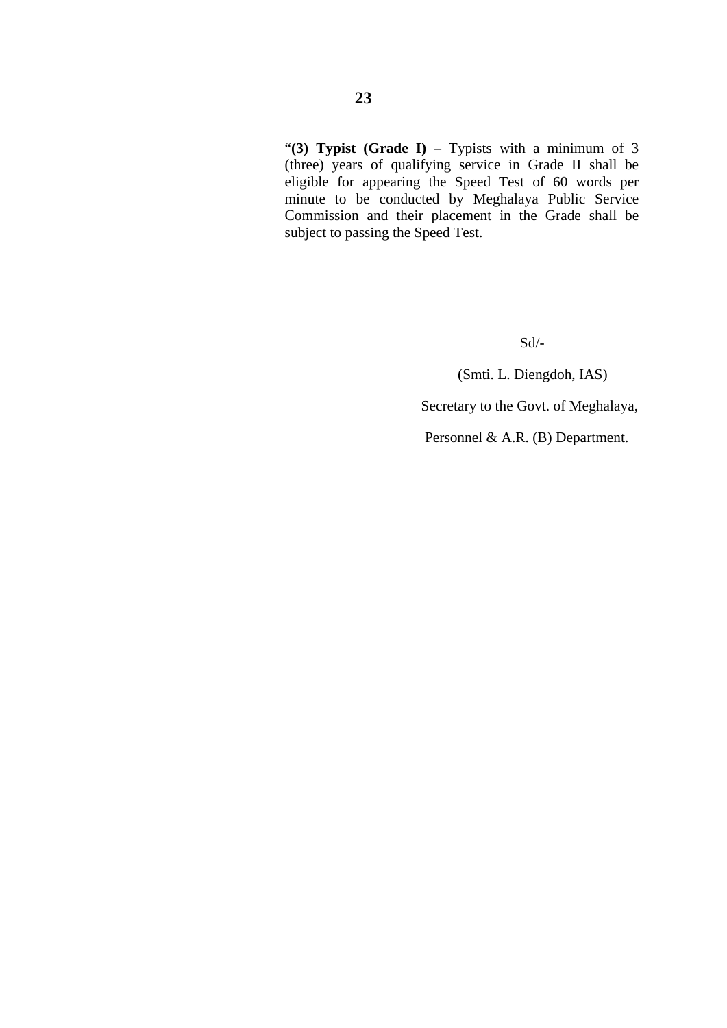"**(3) Typist (Grade I)** – Typists with a minimum of 3 (three) years of qualifying service in Grade II shall be eligible for appearing the Speed Test of 60 words per minute to be conducted by Meghalaya Public Service Commission and their placement in the Grade shall be subject to passing the Speed Test.

Sd/-

(Smti. L. Diengdoh, IAS)

Secretary to the Govt. of Meghalaya,

Personnel & A.R. (B) Department.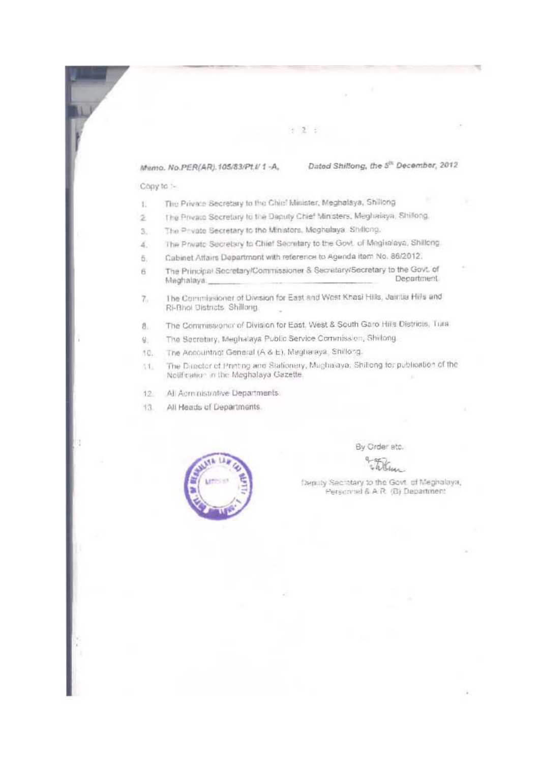Memo. No.PER(AR).105/83/Pt.I/ 1 -A, Dated Shillong, the 5th December, 2012

Copy to :-

1. The Private Secretary to the Chief Minister, Meghalaya, Shillong
2. The Private Secretary to the Deputy Chief Ministers, Meghalaya, Shillong.
3. The Private Secretary to the Ministers, Meghalaya, Shillong.
4. The Private Secretary to Chief Secretary to the Govt. of Meghalaya, Shillong.
5. Cabinet Affairs Department with reference to Agenda item No. 86/2012.
6. The Principal Secretary/Commissioner & Secretary/Secretary to the Govt. of Meghalaya, \_\_\_\_\_\_\_\_\_\_\_\_\_\_\_\_\_\_\_\_ Department.
7. The Commissioner of Division for East and West Khasi Hills, Jaintia Hills and Ri-Bhoi Districts, Shillong.
8. The Commissioner of Division for East, West & South Garo Hills Districts, Tura.
9. The Secretary, Meghalaya Public Service Commission, Shillong.
10. The Accountant General (A & E), Meghalaya, Shillong.
11. The Director of Printing and Stationery, Meghalaya, Shillong for publication of the Notification in the Meghalaya Gazette.
12. All Administrative Departments.
13. All Heads of Departments.

By Order etc.

Deputy Secretary to the Govt. of Meghalaya,
Personnel & A.R. (B) Department